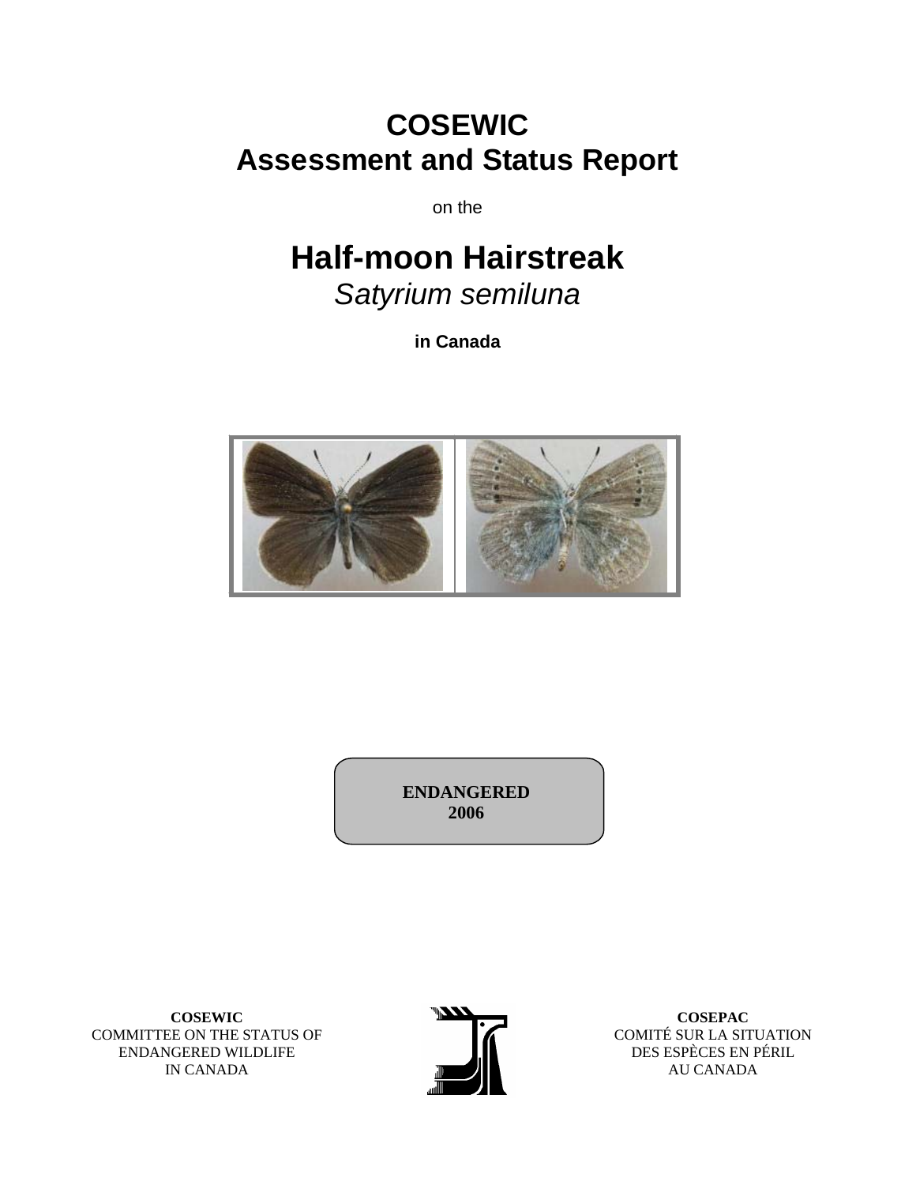# COSEWIC
# Assessment and Status Report

on the

# Half-moon Hairstreak
*Satyrium semiluna*

**in Canada**

**ENDANGERED**
**2006**

**COSEWIC**
COMMITTEE ON THE STATUS OF
ENDANGERED WILDLIFE
IN CANADA

**COSEPAC**
COMITÉ SUR LA SITUATION
DES ESPÈCES EN PÉRIL
AU CANADA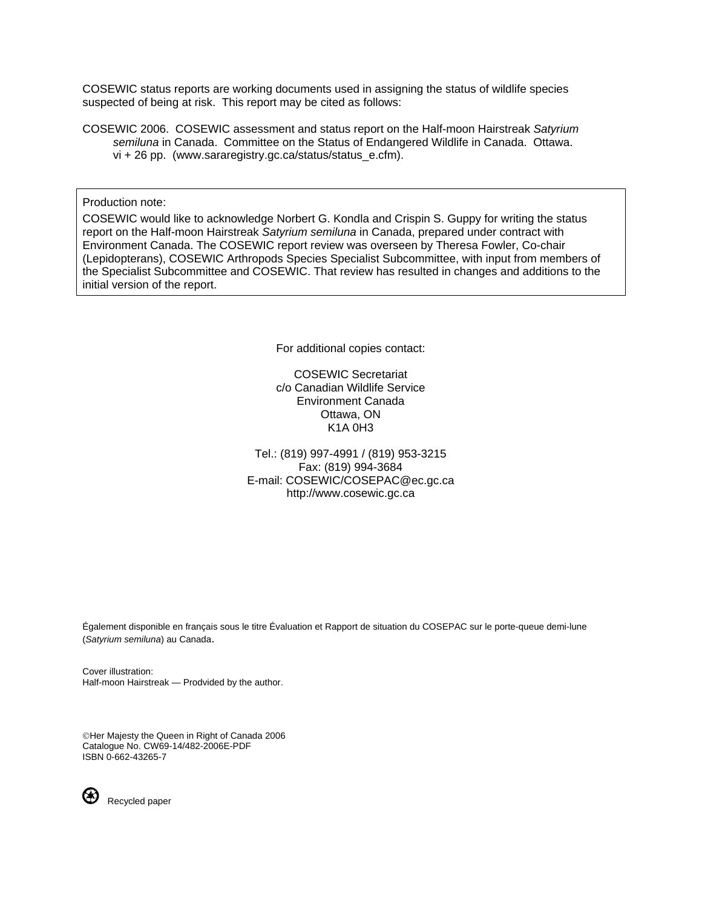COSEWIC status reports are working documents used in assigning the status of wildlife species suspected of being at risk. This report may be cited as follows:

COSEWIC 2006. COSEWIC assessment and status report on the Half-moon Hairstreak *Satyrium semiluna* in Canada. Committee on the Status of Endangered Wildlife in Canada. Ottawa. vi + 26 pp. (www.sararegistry.gc.ca/status/status_e.cfm).

Production note:

COSEWIC would like to acknowledge Norbert G. Kondla and Crispin S. Guppy for writing the status report on the Half-moon Hairstreak *Satyrium semiluna* in Canada, prepared under contract with Environment Canada. The COSEWIC report review was overseen by Theresa Fowler, Co-chair (Lepidopterans), COSEWIC Arthropods Species Specialist Subcommittee, with input from members of the Specialist Subcommittee and COSEWIC. That review has resulted in changes and additions to the initial version of the report.

For additional copies contact:

COSEWIC Secretariat
c/o Canadian Wildlife Service
Environment Canada
Ottawa, ON
K1A 0H3

Tel.: (819) 997-4991 / (819) 953-3215
Fax: (819) 994-3684
E-mail: COSEWIC/COSEPAC@ec.gc.ca
http://www.cosewic.gc.ca

Également disponible en français sous le titre Évaluation et Rapport de situation du COSEPAC sur le porte-queue demi-lune (*Satyrium semiluna*) au Canada.

Cover illustration:
Half-moon Hairstreak — Prodvided by the author.

©Her Majesty the Queen in Right of Canada 2006
Catalogue No. CW69-14/482-2006E-PDF
ISBN 0-662-43265-7

Recycled paper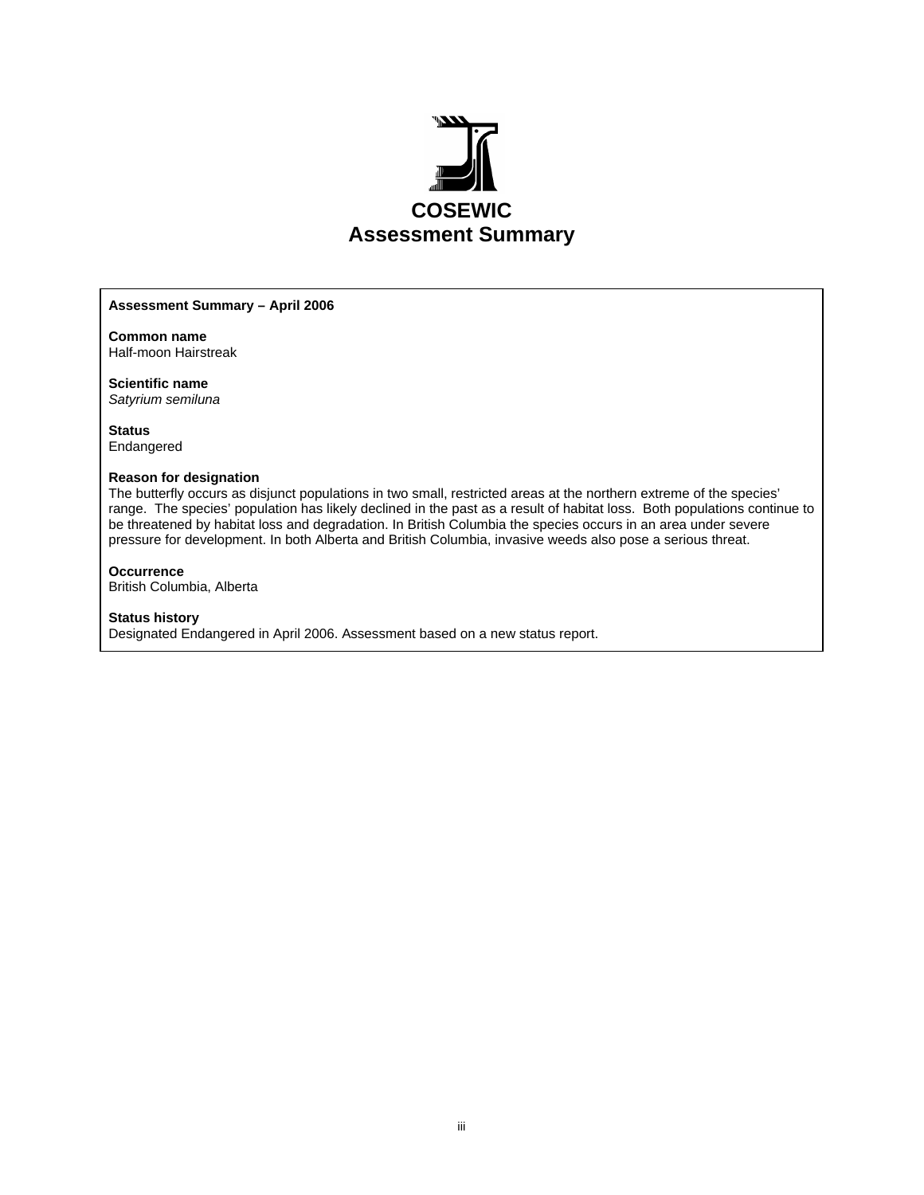# COSEWIC Assessment Summary

**Assessment Summary – April 2006**

**Common name**
Half-moon Hairstreak

**Scientific name**
*Satyrium semiluna*

**Status**
Endangered

**Reason for designation**
The butterfly occurs as disjunct populations in two small, restricted areas at the northern extreme of the species' range. The species' population has likely declined in the past as a result of habitat loss. Both populations continue to be threatened by habitat loss and degradation. In British Columbia the species occurs in an area under severe pressure for development. In both Alberta and British Columbia, invasive weeds also pose a serious threat.

**Occurrence**
British Columbia, Alberta

**Status history**
Designated Endangered in April 2006. Assessment based on a new status report.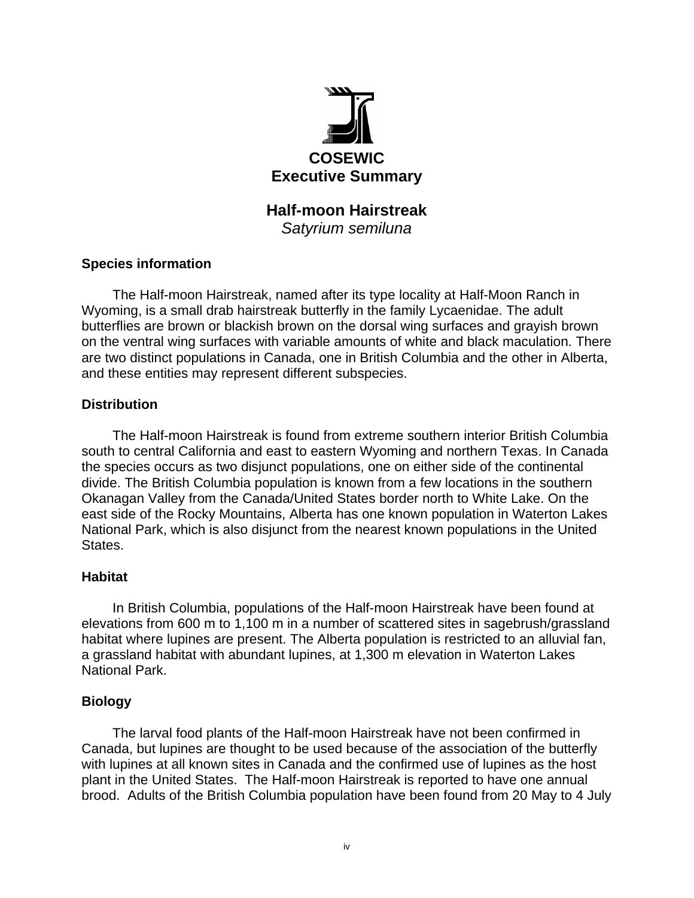# COSEWIC Executive Summary

## Half-moon Hairstreak
*Satyrium semiluna*

### Species information

The Half-moon Hairstreak, named after its type locality at Half-Moon Ranch in Wyoming, is a small drab hairstreak butterfly in the family Lycaenidae. The adult butterflies are brown or blackish brown on the dorsal wing surfaces and grayish brown on the ventral wing surfaces with variable amounts of white and black maculation. There are two distinct populations in Canada, one in British Columbia and the other in Alberta, and these entities may represent different subspecies.

### Distribution

The Half-moon Hairstreak is found from extreme southern interior British Columbia south to central California and east to eastern Wyoming and northern Texas. In Canada the species occurs as two disjunct populations, one on either side of the continental divide. The British Columbia population is known from a few locations in the southern Okanagan Valley from the Canada/United States border north to White Lake. On the east side of the Rocky Mountains, Alberta has one known population in Waterton Lakes National Park, which is also disjunct from the nearest known populations in the United States.

### Habitat

In British Columbia, populations of the Half-moon Hairstreak have been found at elevations from 600 m to 1,100 m in a number of scattered sites in sagebrush/grassland habitat where lupines are present. The Alberta population is restricted to an alluvial fan, a grassland habitat with abundant lupines, at 1,300 m elevation in Waterton Lakes National Park.

### Biology

The larval food plants of the Half-moon Hairstreak have not been confirmed in Canada, but lupines are thought to be used because of the association of the butterfly with lupines at all known sites in Canada and the confirmed use of lupines as the host plant in the United States. The Half-moon Hairstreak is reported to have one annual brood. Adults of the British Columbia population have been found from 20 May to 4 July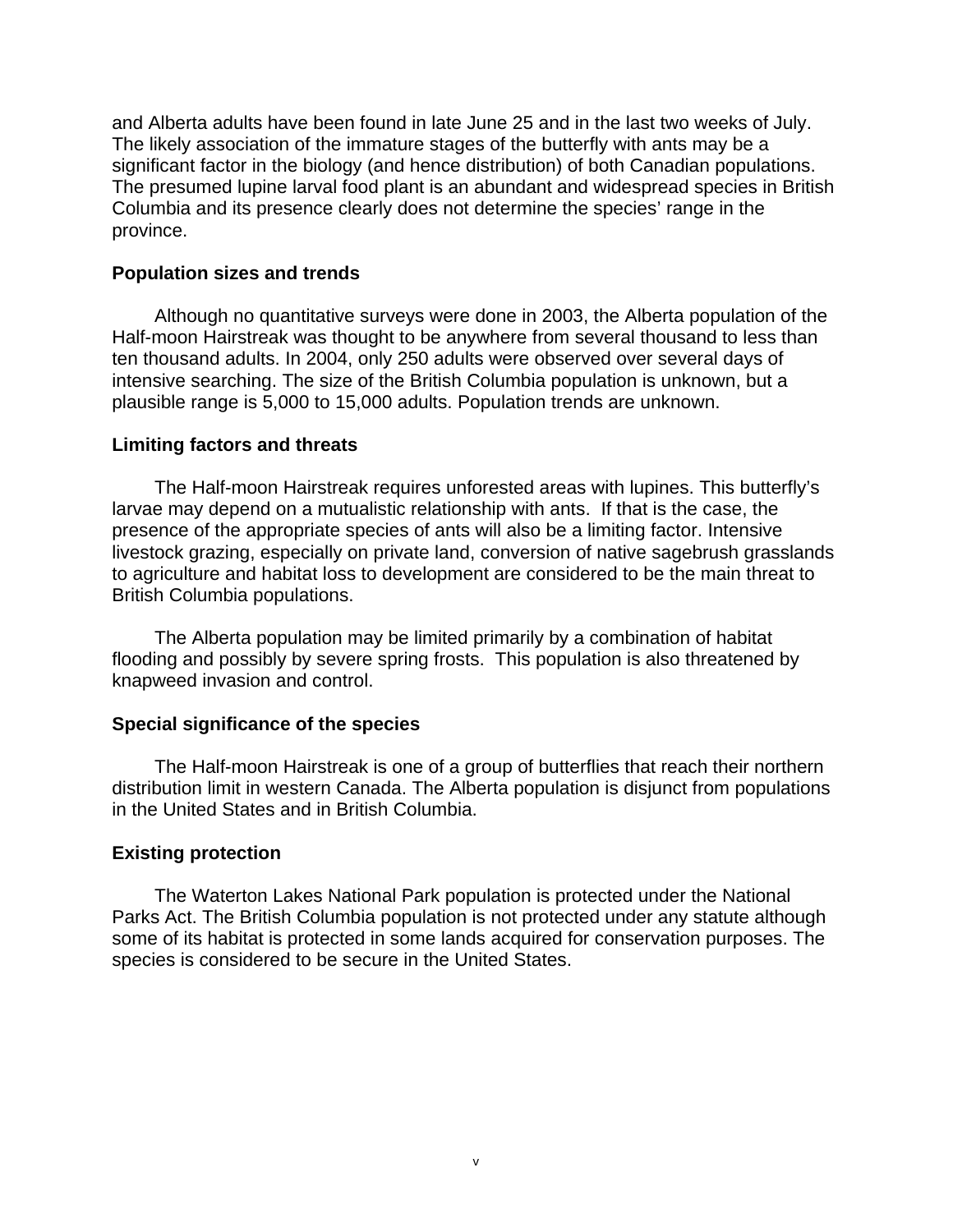and Alberta adults have been found in late June 25 and in the last two weeks of July. The likely association of the immature stages of the butterfly with ants may be a significant factor in the biology (and hence distribution) of both Canadian populations. The presumed lupine larval food plant is an abundant and widespread species in British Columbia and its presence clearly does not determine the species' range in the province.

### Population sizes and trends

Although no quantitative surveys were done in 2003, the Alberta population of the Half-moon Hairstreak was thought to be anywhere from several thousand to less than ten thousand adults. In 2004, only 250 adults were observed over several days of intensive searching. The size of the British Columbia population is unknown, but a plausible range is 5,000 to 15,000 adults. Population trends are unknown.

### Limiting factors and threats

The Half-moon Hairstreak requires unforested areas with lupines. This butterfly's larvae may depend on a mutualistic relationship with ants. If that is the case, the presence of the appropriate species of ants will also be a limiting factor. Intensive livestock grazing, especially on private land, conversion of native sagebrush grasslands to agriculture and habitat loss to development are considered to be the main threat to British Columbia populations.

The Alberta population may be limited primarily by a combination of habitat flooding and possibly by severe spring frosts. This population is also threatened by knapweed invasion and control.

### Special significance of the species

The Half-moon Hairstreak is one of a group of butterflies that reach their northern distribution limit in western Canada. The Alberta population is disjunct from populations in the United States and in British Columbia.

### Existing protection

The Waterton Lakes National Park population is protected under the National Parks Act. The British Columbia population is not protected under any statute although some of its habitat is protected in some lands acquired for conservation purposes. The species is considered to be secure in the United States.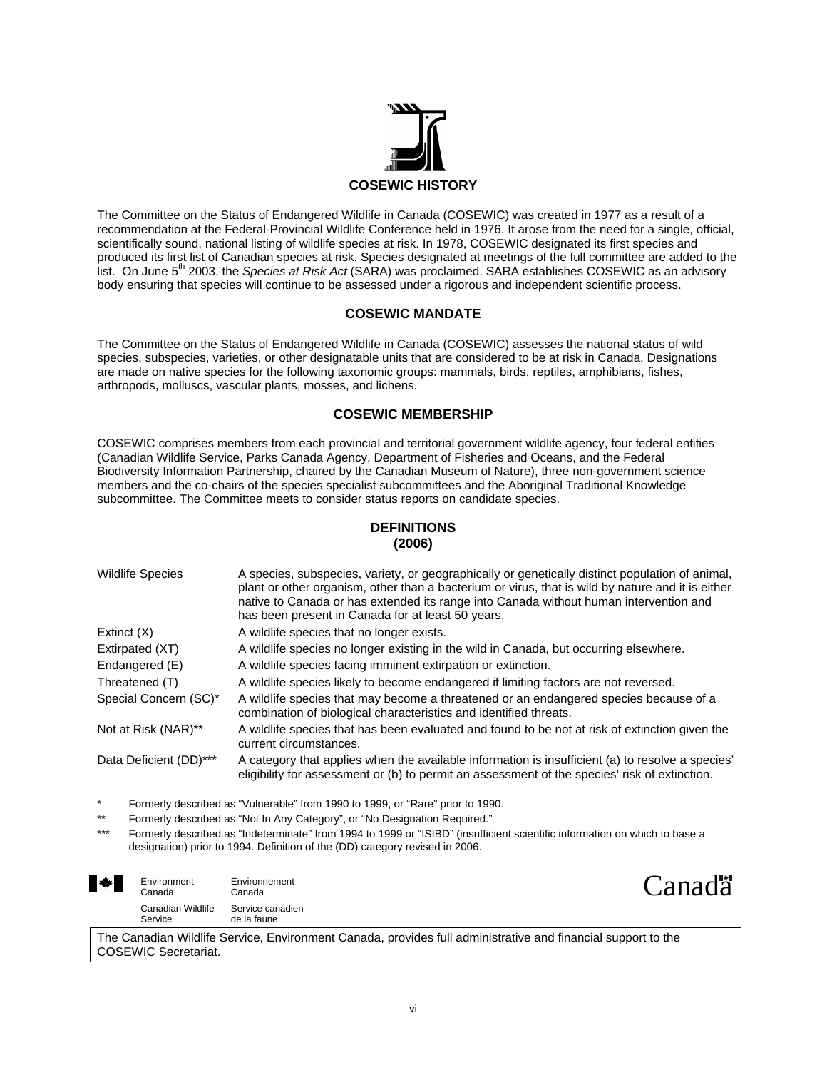## COSEWIC HISTORY

The Committee on the Status of Endangered Wildlife in Canada (COSEWIC) was created in 1977 as a result of a recommendation at the Federal-Provincial Wildlife Conference held in 1976. It arose from the need for a single, official, scientifically sound, national listing of wildlife species at risk. In 1978, COSEWIC designated its first species and produced its first list of Canadian species at risk. Species designated at meetings of the full committee are added to the list. On June 5th 2003, the *Species at Risk Act* (SARA) was proclaimed. SARA establishes COSEWIC as an advisory body ensuring that species will continue to be assessed under a rigorous and independent scientific process.

## COSEWIC MANDATE

The Committee on the Status of Endangered Wildlife in Canada (COSEWIC) assesses the national status of wild species, subspecies, varieties, or other designatable units that are considered to be at risk in Canada. Designations are made on native species for the following taxonomic groups: mammals, birds, reptiles, amphibians, fishes, arthropods, molluscs, vascular plants, mosses, and lichens.

## COSEWIC MEMBERSHIP

COSEWIC comprises members from each provincial and territorial government wildlife agency, four federal entities (Canadian Wildlife Service, Parks Canada Agency, Department of Fisheries and Oceans, and the Federal Biodiversity Information Partnership, chaired by the Canadian Museum of Nature), three non-government science members and the co-chairs of the species specialist subcommittees and the Aboriginal Traditional Knowledge subcommittee. The Committee meets to consider status reports on candidate species.

## DEFINITIONS (2006)

| | |
|---|---|
| Wildlife Species | A species, subspecies, variety, or geographically or genetically distinct population of animal, plant or other organism, other than a bacterium or virus, that is wild by nature and it is either native to Canada or has extended its range into Canada without human intervention and has been present in Canada for at least 50 years. |
| Extinct (X) | A wildlife species that no longer exists. |
| Extirpated (XT) | A wildlife species no longer existing in the wild in Canada, but occurring elsewhere. |
| Endangered (E) | A wildlife species facing imminent extirpation or extinction. |
| Threatened (T) | A wildlife species likely to become endangered if limiting factors are not reversed. |
| Special Concern (SC)* | A wildlife species that may become a threatened or an endangered species because of a combination of biological characteristics and identified threats. |
| Not at Risk (NAR)** | A wildlife species that has been evaluated and found to be not at risk of extinction given the current circumstances. |
| Data Deficient (DD)*** | A category that applies when the available information is insufficient (a) to resolve a species' eligibility for assessment or (b) to permit an assessment of the species' risk of extinction. |

\* Formerly described as "Vulnerable" from 1990 to 1999, or "Rare" prior to 1990.

\** Formerly described as "Not In Any Category", or "No Designation Required."

\*** Formerly described as "Indeterminate" from 1994 to 1999 or "ISIBD" (insufficient scientific information on which to base a designation) prior to 1994. Definition of the (DD) category revised in 2006.

Environment Canada / Environnement Canada
Canadian Wildlife Service / Service canadien de la faune

Canada

The Canadian Wildlife Service, Environment Canada, provides full administrative and financial support to the COSEWIC Secretariat.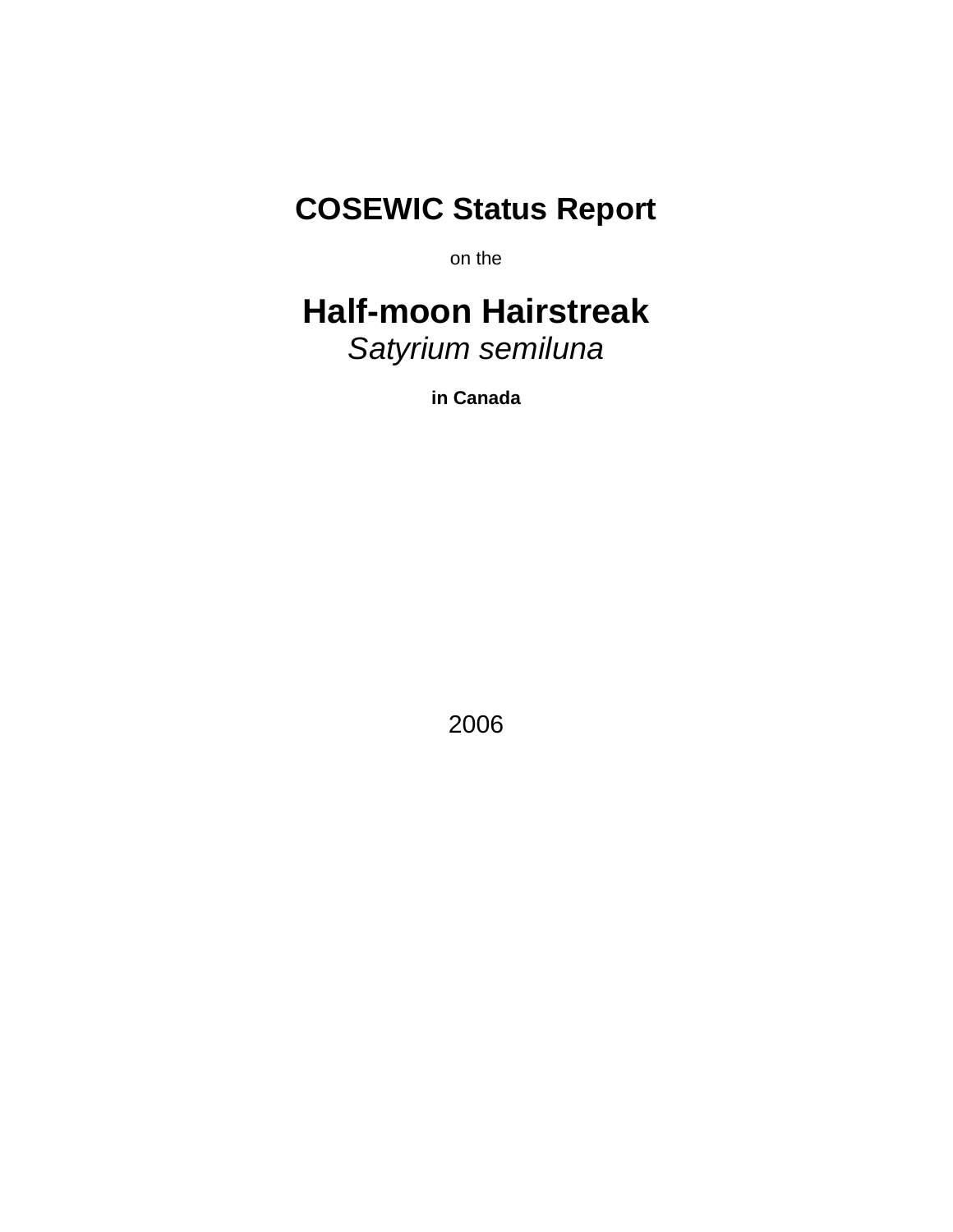# COSEWIC Status Report

on the

# Half-moon Hairstreak
*Satyrium semiluna*

**in Canada**

2006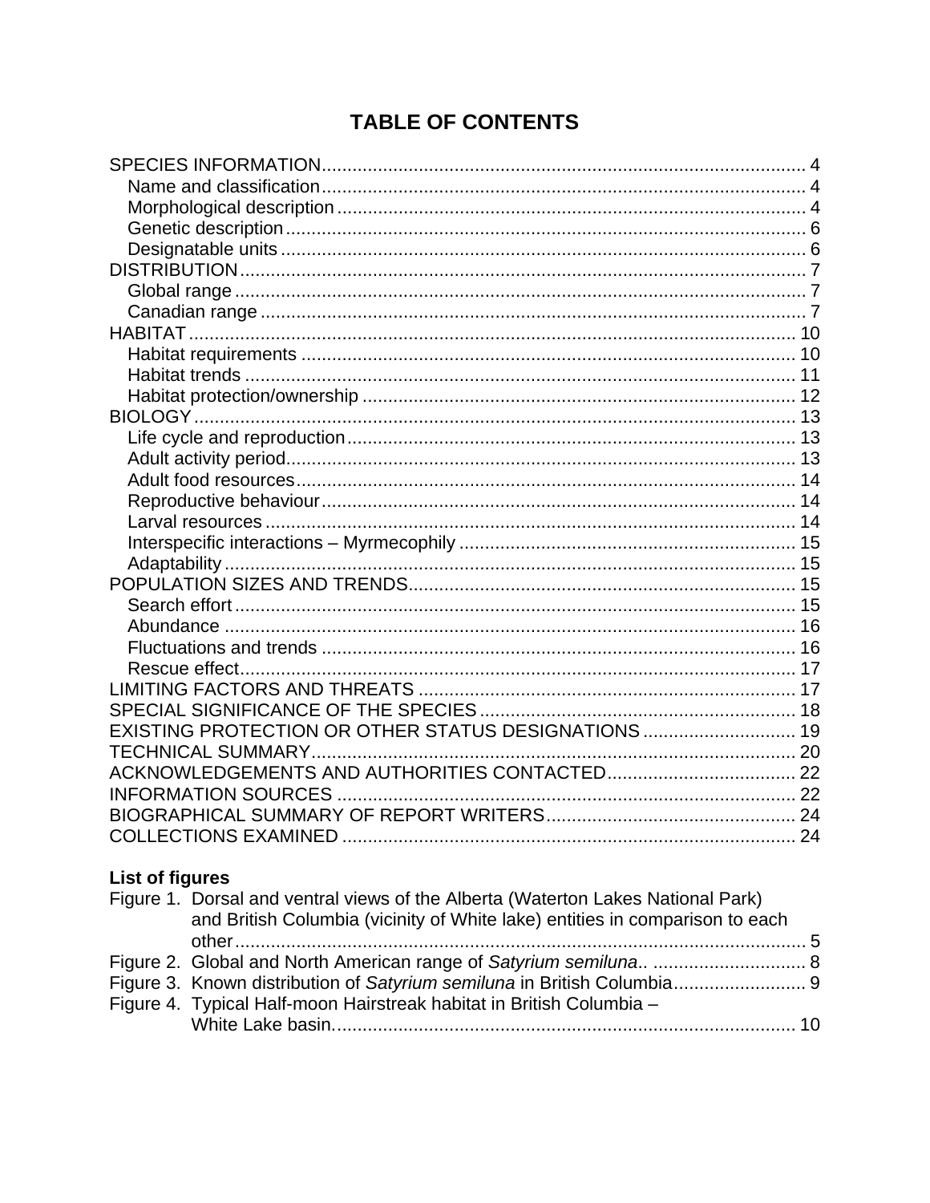# TABLE OF CONTENTS

SPECIES INFORMATION .... 4
- Name and classification .... 4
- Morphological description .... 4
- Genetic description .... 6
- Designatable units .... 6

DISTRIBUTION .... 7
- Global range .... 7
- Canadian range .... 7

HABITAT .... 10
- Habitat requirements .... 10
- Habitat trends .... 11
- Habitat protection/ownership .... 12

BIOLOGY .... 13
- Life cycle and reproduction .... 13
- Adult activity period .... 13
- Adult food resources .... 14
- Reproductive behaviour .... 14
- Larval resources .... 14
- Interspecific interactions – Myrmecophily .... 15
- Adaptability .... 15

POPULATION SIZES AND TRENDS .... 15
- Search effort .... 15
- Abundance .... 16
- Fluctuations and trends .... 16
- Rescue effect .... 17

LIMITING FACTORS AND THREATS .... 17

SPECIAL SIGNIFICANCE OF THE SPECIES .... 18

EXISTING PROTECTION OR OTHER STATUS DESIGNATIONS .... 19

TECHNICAL SUMMARY .... 20

ACKNOWLEDGEMENTS AND AUTHORITIES CONTACTED .... 22

INFORMATION SOURCES .... 22

BIOGRAPHICAL SUMMARY OF REPORT WRITERS .... 24

COLLECTIONS EXAMINED .... 24

**List of figures**

Figure 1. Dorsal and ventral views of the Alberta (Waterton Lakes National Park) and British Columbia (vicinity of White lake) entities in comparison to each other .... 5

Figure 2. Global and North American range of *Satyrium semiluna*.. .... 8

Figure 3. Known distribution of *Satyrium semiluna* in British Columbia .... 9

Figure 4. Typical Half-moon Hairstreak habitat in British Columbia – White Lake basin. .... 10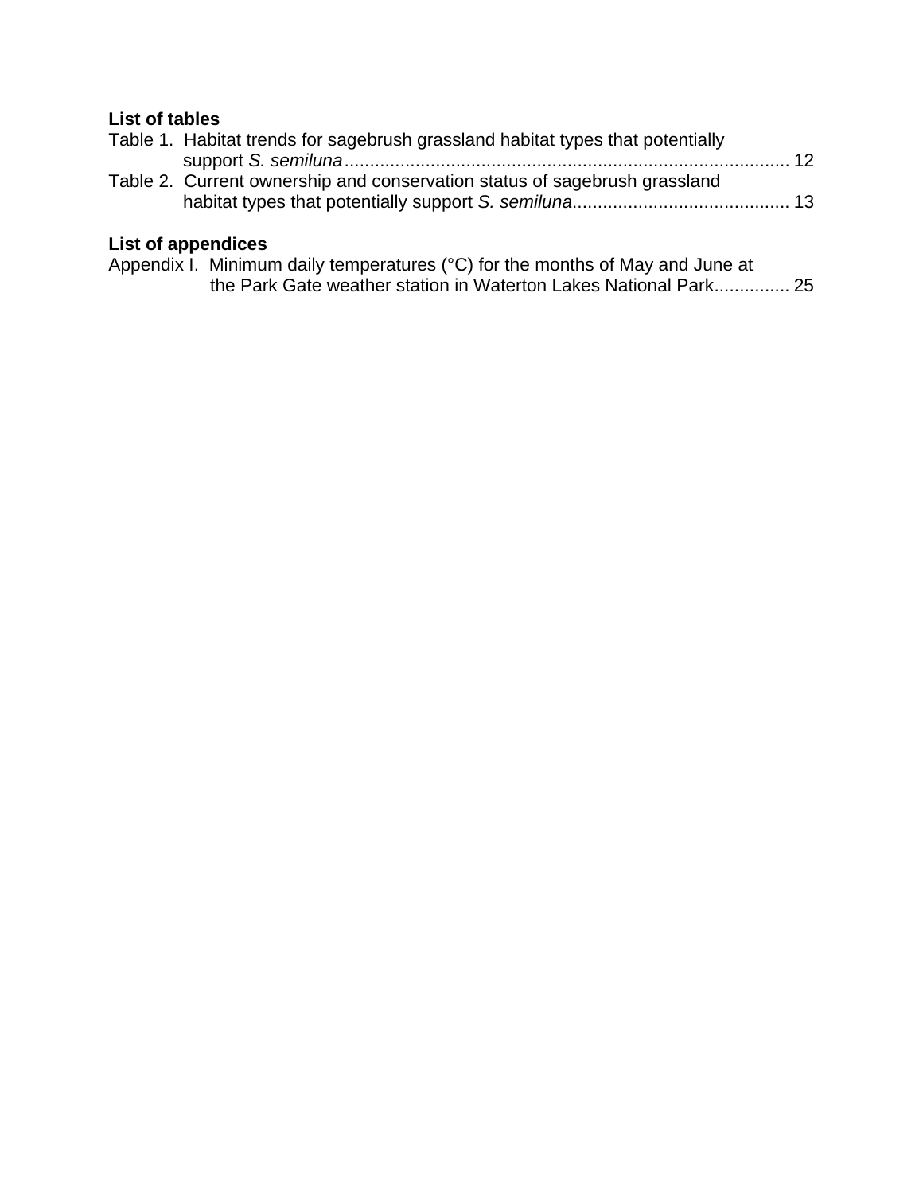**List of tables**

Table 1. Habitat trends for sagebrush grassland habitat types that potentially support *S. semiluna* ........................................................................................ 12

Table 2. Current ownership and conservation status of sagebrush grassland habitat types that potentially support *S. semiluna*........................................... 13

**List of appendices**

Appendix I. Minimum daily temperatures (°C) for the months of May and June at the Park Gate weather station in Waterton Lakes National Park............... 25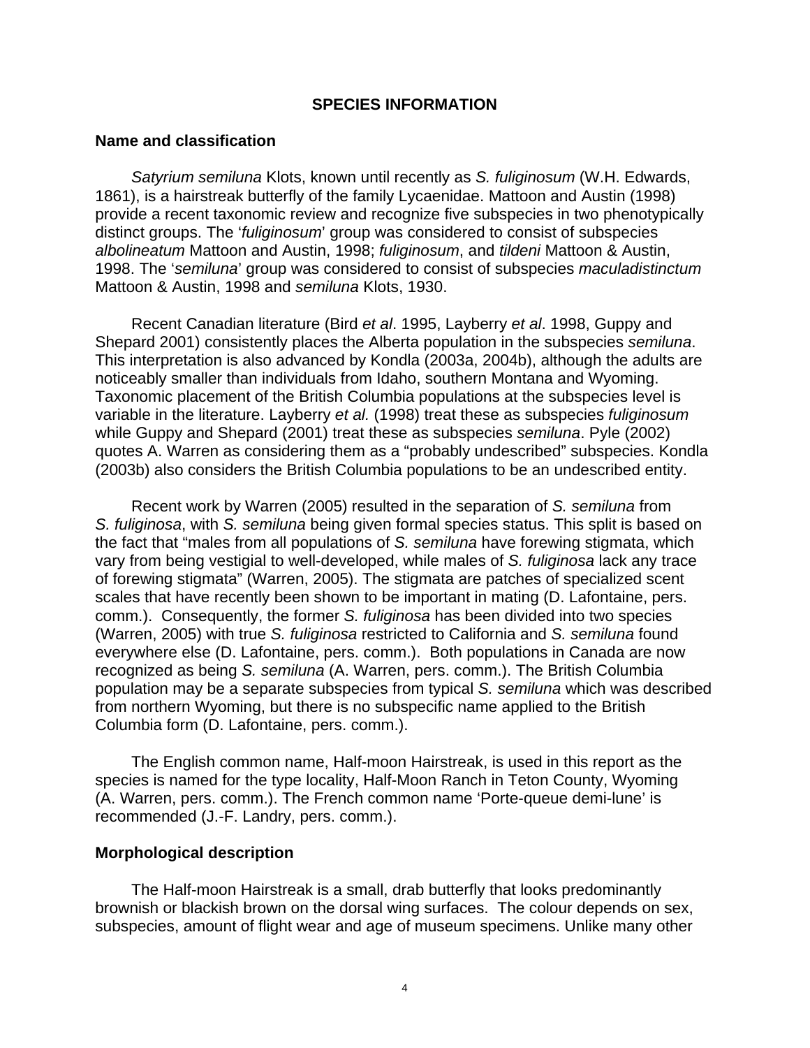## SPECIES INFORMATION

### Name and classification

*Satyrium semiluna* Klots, known until recently as *S. fuliginosum* (W.H. Edwards, 1861), is a hairstreak butterfly of the family Lycaenidae. Mattoon and Austin (1998) provide a recent taxonomic review and recognize five subspecies in two phenotypically distinct groups. The '*fuliginosum*' group was considered to consist of subspecies *albolineatum* Mattoon and Austin, 1998; *fuliginosum*, and *tildeni* Mattoon & Austin, 1998. The '*semiluna*' group was considered to consist of subspecies *maculadistinctum* Mattoon & Austin, 1998 and *semiluna* Klots, 1930.

Recent Canadian literature (Bird *et al*. 1995, Layberry *et al*. 1998, Guppy and Shepard 2001) consistently places the Alberta population in the subspecies *semiluna*. This interpretation is also advanced by Kondla (2003a, 2004b), although the adults are noticeably smaller than individuals from Idaho, southern Montana and Wyoming. Taxonomic placement of the British Columbia populations at the subspecies level is variable in the literature. Layberry *et al.* (1998) treat these as subspecies *fuliginosum* while Guppy and Shepard (2001) treat these as subspecies *semiluna*. Pyle (2002) quotes A. Warren as considering them as a "probably undescribed" subspecies. Kondla (2003b) also considers the British Columbia populations to be an undescribed entity.

Recent work by Warren (2005) resulted in the separation of *S. semiluna* from *S. fuliginosa*, with *S. semiluna* being given formal species status. This split is based on the fact that "males from all populations of *S. semiluna* have forewing stigmata, which vary from being vestigial to well-developed, while males of *S. fuliginosa* lack any trace of forewing stigmata" (Warren, 2005). The stigmata are patches of specialized scent scales that have recently been shown to be important in mating (D. Lafontaine, pers. comm.). Consequently, the former *S. fuliginosa* has been divided into two species (Warren, 2005) with true *S. fuliginosa* restricted to California and *S. semiluna* found everywhere else (D. Lafontaine, pers. comm.). Both populations in Canada are now recognized as being *S. semiluna* (A. Warren, pers. comm.). The British Columbia population may be a separate subspecies from typical *S. semiluna* which was described from northern Wyoming, but there is no subspecific name applied to the British Columbia form (D. Lafontaine, pers. comm.).

The English common name, Half-moon Hairstreak, is used in this report as the species is named for the type locality, Half-Moon Ranch in Teton County, Wyoming (A. Warren, pers. comm.). The French common name 'Porte-queue demi-lune' is recommended (J.-F. Landry, pers. comm.).

### Morphological description

The Half-moon Hairstreak is a small, drab butterfly that looks predominantly brownish or blackish brown on the dorsal wing surfaces. The colour depends on sex, subspecies, amount of flight wear and age of museum specimens. Unlike many other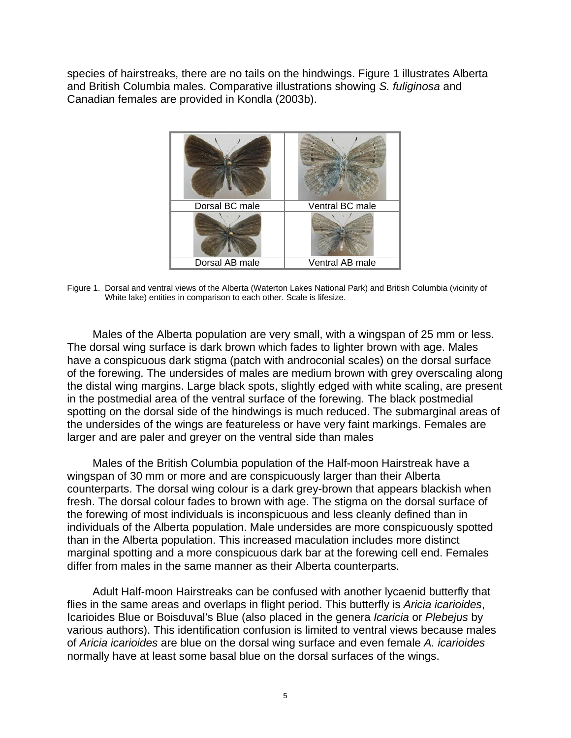species of hairstreaks, there are no tails on the hindwings. Figure 1 illustrates Alberta and British Columbia males. Comparative illustrations showing *S. fuliginosa* and Canadian females are provided in Kondla (2003b).

| Dorsal BC male | Ventral BC male |
|---|---|
| Dorsal AB male | Ventral AB male |

Figure 1. Dorsal and ventral views of the Alberta (Waterton Lakes National Park) and British Columbia (vicinity of White lake) entities in comparison to each other. Scale is lifesize.

Males of the Alberta population are very small, with a wingspan of 25 mm or less. The dorsal wing surface is dark brown which fades to lighter brown with age. Males have a conspicuous dark stigma (patch with androconial scales) on the dorsal surface of the forewing. The undersides of males are medium brown with grey overscaling along the distal wing margins. Large black spots, slightly edged with white scaling, are present in the postmedial area of the ventral surface of the forewing. The black postmedial spotting on the dorsal side of the hindwings is much reduced. The submarginal areas of the undersides of the wings are featureless or have very faint markings. Females are larger and are paler and greyer on the ventral side than males

Males of the British Columbia population of the Half-moon Hairstreak have a wingspan of 30 mm or more and are conspicuously larger than their Alberta counterparts. The dorsal wing colour is a dark grey-brown that appears blackish when fresh. The dorsal colour fades to brown with age. The stigma on the dorsal surface of the forewing of most individuals is inconspicuous and less cleanly defined than in individuals of the Alberta population. Male undersides are more conspicuously spotted than in the Alberta population. This increased maculation includes more distinct marginal spotting and a more conspicuous dark bar at the forewing cell end. Females differ from males in the same manner as their Alberta counterparts.

Adult Half-moon Hairstreaks can be confused with another lycaenid butterfly that flies in the same areas and overlaps in flight period. This butterfly is *Aricia icarioides*, Icarioides Blue or Boisduval's Blue (also placed in the genera *Icaricia* or *Plebejus* by various authors). This identification confusion is limited to ventral views because males of *Aricia icarioides* are blue on the dorsal wing surface and even female *A. icarioides* normally have at least some basal blue on the dorsal surfaces of the wings.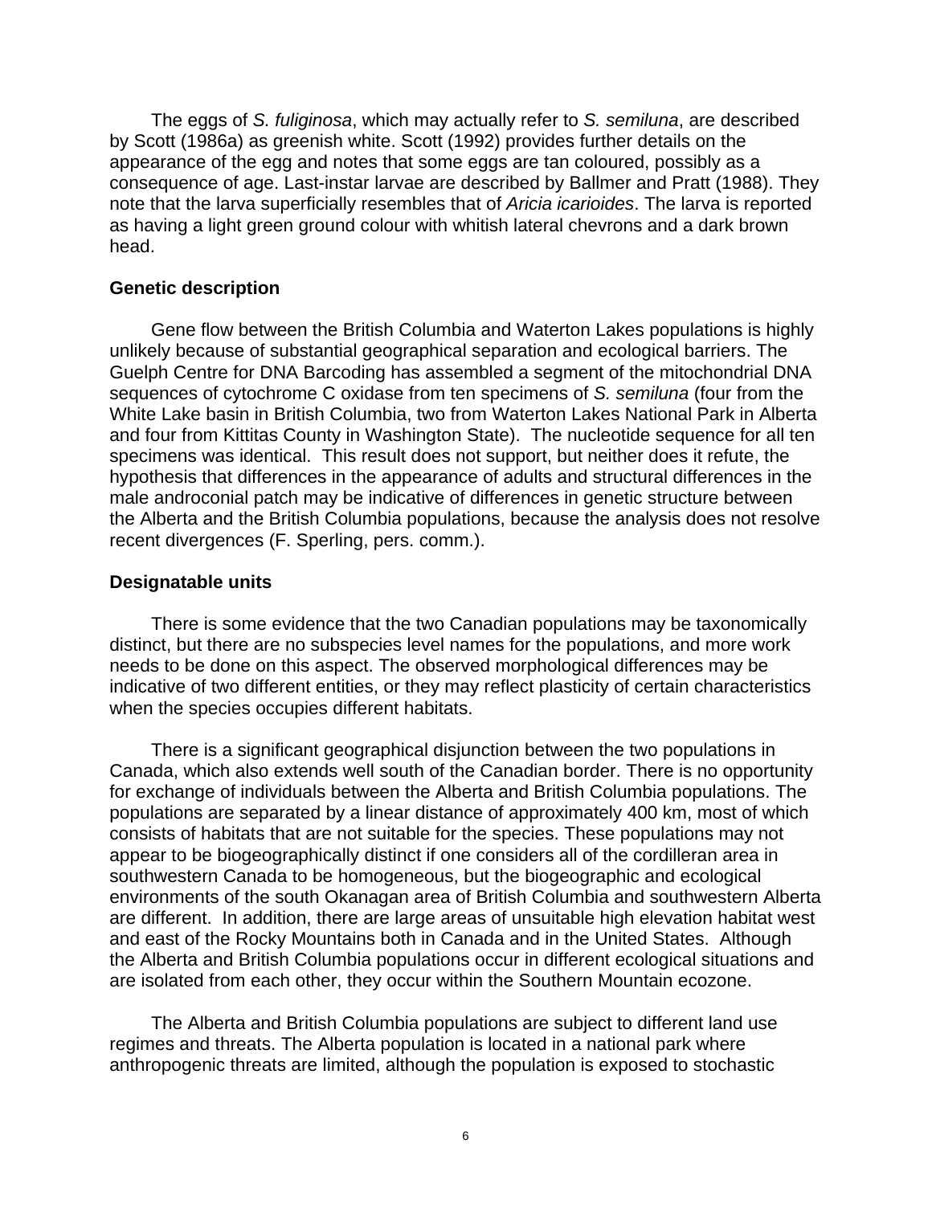The eggs of *S. fuliginosa*, which may actually refer to *S. semiluna*, are described by Scott (1986a) as greenish white. Scott (1992) provides further details on the appearance of the egg and notes that some eggs are tan coloured, possibly as a consequence of age. Last-instar larvae are described by Ballmer and Pratt (1988). They note that the larva superficially resembles that of *Aricia icarioides*. The larva is reported as having a light green ground colour with whitish lateral chevrons and a dark brown head.

**Genetic description**

Gene flow between the British Columbia and Waterton Lakes populations is highly unlikely because of substantial geographical separation and ecological barriers. The Guelph Centre for DNA Barcoding has assembled a segment of the mitochondrial DNA sequences of cytochrome C oxidase from ten specimens of *S. semiluna* (four from the White Lake basin in British Columbia, two from Waterton Lakes National Park in Alberta and four from Kittitas County in Washington State). The nucleotide sequence for all ten specimens was identical. This result does not support, but neither does it refute, the hypothesis that differences in the appearance of adults and structural differences in the male androconial patch may be indicative of differences in genetic structure between the Alberta and the British Columbia populations, because the analysis does not resolve recent divergences (F. Sperling, pers. comm.).

**Designatable units**

There is some evidence that the two Canadian populations may be taxonomically distinct, but there are no subspecies level names for the populations, and more work needs to be done on this aspect. The observed morphological differences may be indicative of two different entities, or they may reflect plasticity of certain characteristics when the species occupies different habitats.

There is a significant geographical disjunction between the two populations in Canada, which also extends well south of the Canadian border. There is no opportunity for exchange of individuals between the Alberta and British Columbia populations. The populations are separated by a linear distance of approximately 400 km, most of which consists of habitats that are not suitable for the species. These populations may not appear to be biogeographically distinct if one considers all of the cordilleran area in southwestern Canada to be homogeneous, but the biogeographic and ecological environments of the south Okanagan area of British Columbia and southwestern Alberta are different. In addition, there are large areas of unsuitable high elevation habitat west and east of the Rocky Mountains both in Canada and in the United States. Although the Alberta and British Columbia populations occur in different ecological situations and are isolated from each other, they occur within the Southern Mountain ecozone.

The Alberta and British Columbia populations are subject to different land use regimes and threats. The Alberta population is located in a national park where anthropogenic threats are limited, although the population is exposed to stochastic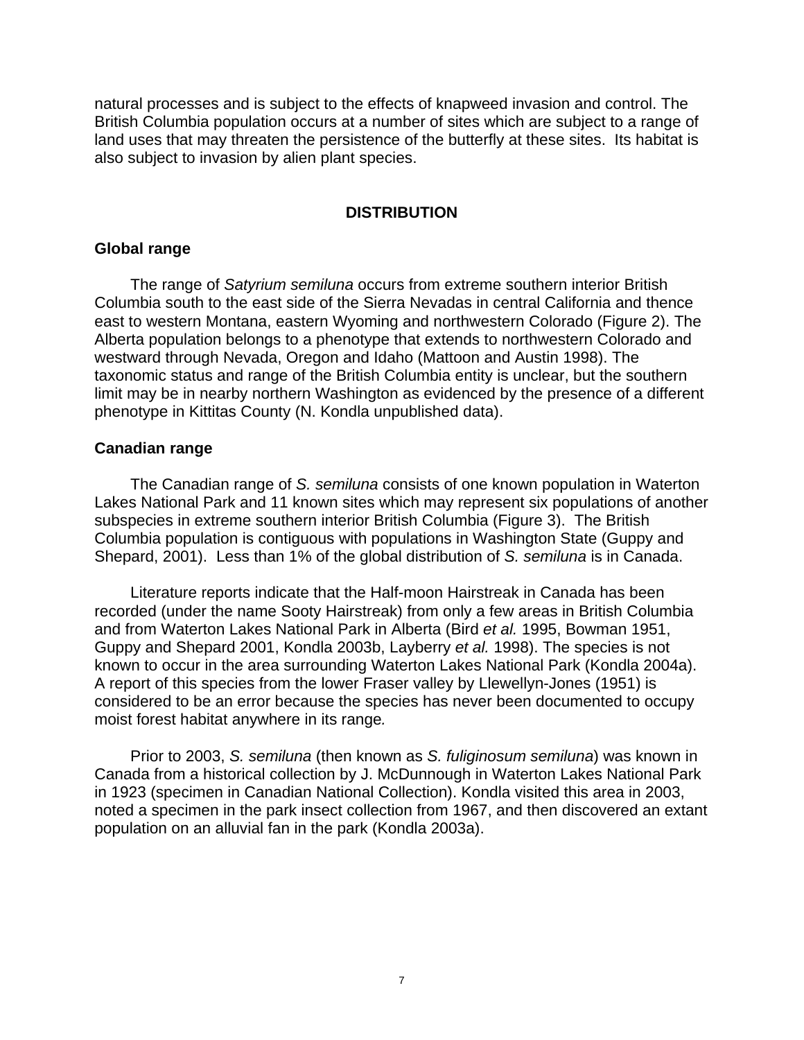natural processes and is subject to the effects of knapweed invasion and control. The British Columbia population occurs at a number of sites which are subject to a range of land uses that may threaten the persistence of the butterfly at these sites. Its habitat is also subject to invasion by alien plant species.

## DISTRIBUTION

### Global range

The range of *Satyrium semiluna* occurs from extreme southern interior British Columbia south to the east side of the Sierra Nevadas in central California and thence east to western Montana, eastern Wyoming and northwestern Colorado (Figure 2). The Alberta population belongs to a phenotype that extends to northwestern Colorado and westward through Nevada, Oregon and Idaho (Mattoon and Austin 1998). The taxonomic status and range of the British Columbia entity is unclear, but the southern limit may be in nearby northern Washington as evidenced by the presence of a different phenotype in Kittitas County (N. Kondla unpublished data).

### Canadian range

The Canadian range of *S. semiluna* consists of one known population in Waterton Lakes National Park and 11 known sites which may represent six populations of another subspecies in extreme southern interior British Columbia (Figure 3). The British Columbia population is contiguous with populations in Washington State (Guppy and Shepard, 2001). Less than 1% of the global distribution of *S. semiluna* is in Canada.

Literature reports indicate that the Half-moon Hairstreak in Canada has been recorded (under the name Sooty Hairstreak) from only a few areas in British Columbia and from Waterton Lakes National Park in Alberta (Bird *et al.* 1995, Bowman 1951, Guppy and Shepard 2001, Kondla 2003b, Layberry *et al.* 1998). The species is not known to occur in the area surrounding Waterton Lakes National Park (Kondla 2004a). A report of this species from the lower Fraser valley by Llewellyn-Jones (1951) is considered to be an error because the species has never been documented to occupy moist forest habitat anywhere in its range.

Prior to 2003, *S. semiluna* (then known as *S. fuliginosum semiluna*) was known in Canada from a historical collection by J. McDunnough in Waterton Lakes National Park in 1923 (specimen in Canadian National Collection). Kondla visited this area in 2003, noted a specimen in the park insect collection from 1967, and then discovered an extant population on an alluvial fan in the park (Kondla 2003a).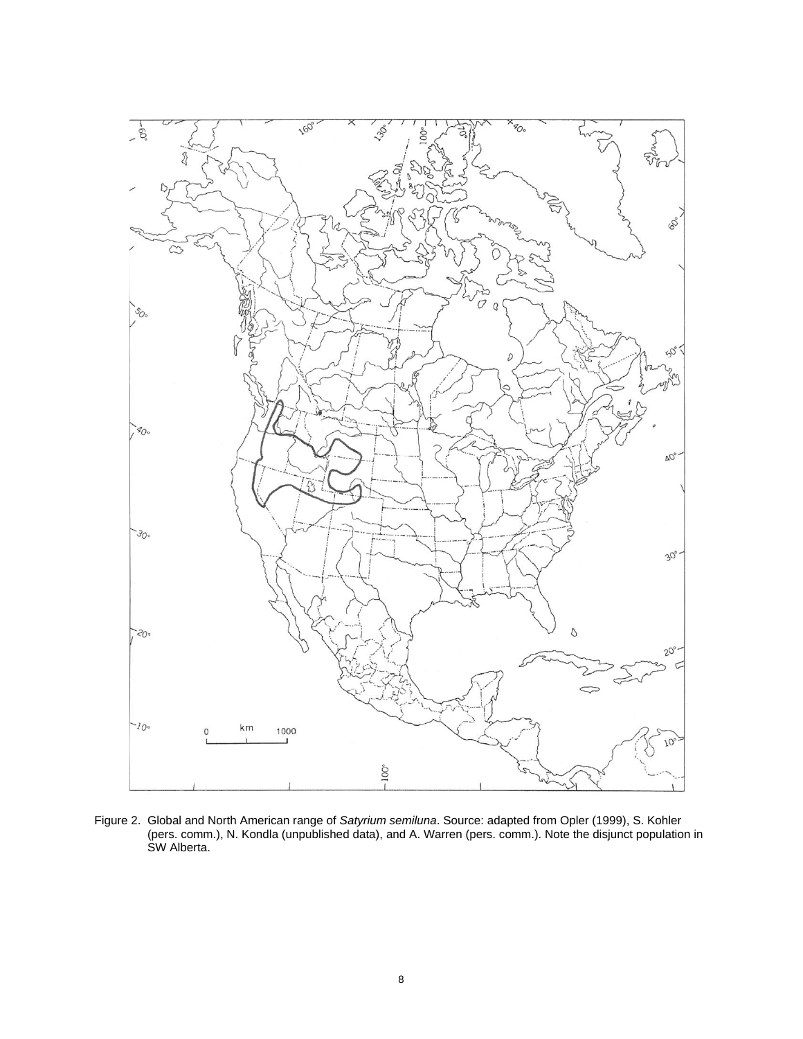Figure 2. Global and North American range of *Satyrium semiluna*. Source: adapted from Opler (1999), S. Kohler (pers. comm.), N. Kondla (unpublished data), and A. Warren (pers. comm.). Note the disjunct population in SW Alberta.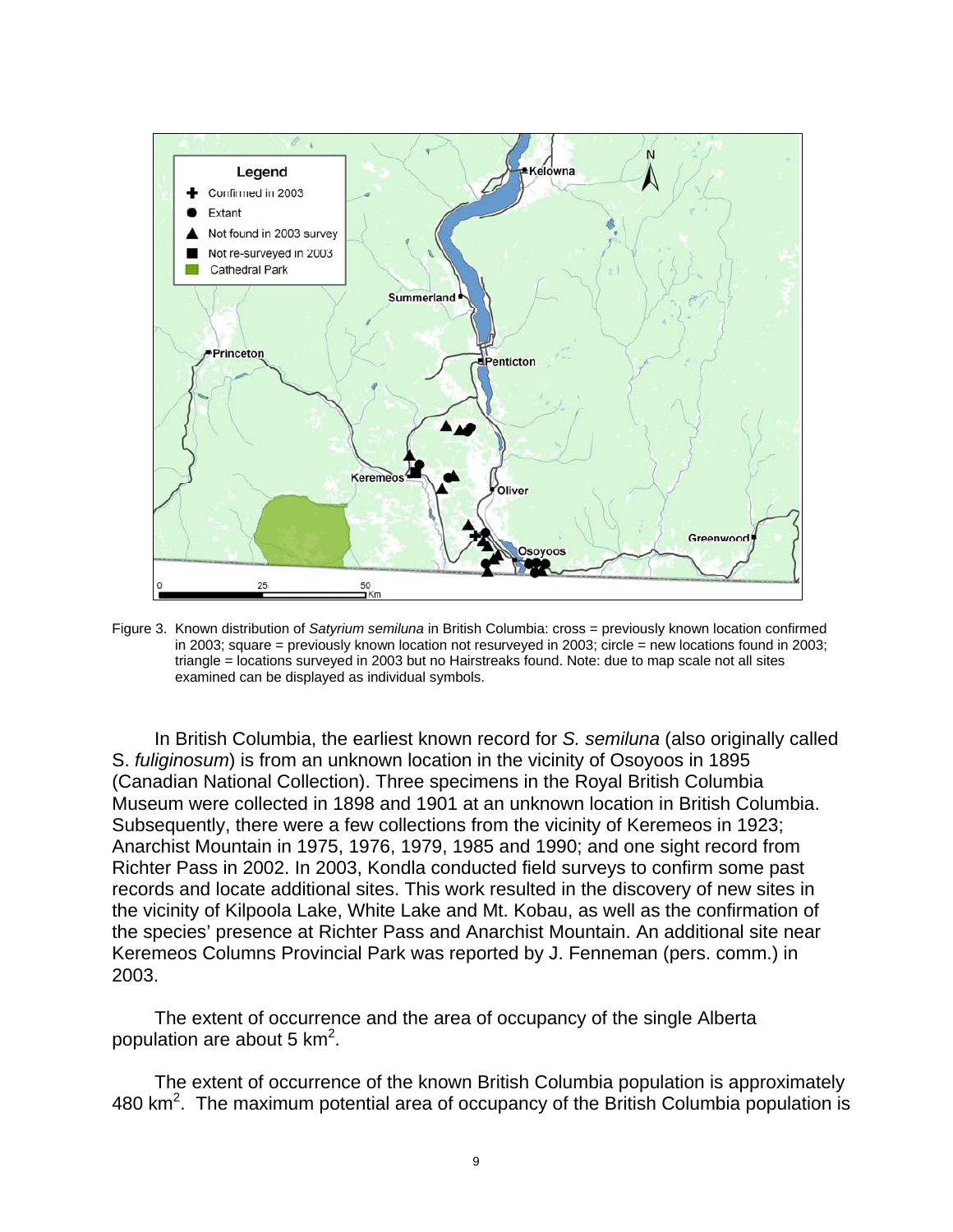Figure 3. Known distribution of *Satyrium semiluna* in British Columbia: cross = previously known location confirmed in 2003; square = previously known location not resurveyed in 2003; circle = new locations found in 2003; triangle = locations surveyed in 2003 but no Hairstreaks found. Note: due to map scale not all sites examined can be displayed as individual symbols.

In British Columbia, the earliest known record for *S. semiluna* (also originally called *S. fuliginosum*) is from an unknown location in the vicinity of Osoyoos in 1895 (Canadian National Collection). Three specimens in the Royal British Columbia Museum were collected in 1898 and 1901 at an unknown location in British Columbia. Subsequently, there were a few collections from the vicinity of Keremeos in 1923; Anarchist Mountain in 1975, 1976, 1979, 1985 and 1990; and one sight record from Richter Pass in 2002. In 2003, Kondla conducted field surveys to confirm some past records and locate additional sites. This work resulted in the discovery of new sites in the vicinity of Kilpoola Lake, White Lake and Mt. Kobau, as well as the confirmation of the species' presence at Richter Pass and Anarchist Mountain. An additional site near Keremeos Columns Provincial Park was reported by J. Fenneman (pers. comm.) in 2003.

The extent of occurrence and the area of occupancy of the single Alberta population are about 5 $km^2$.

The extent of occurrence of the known British Columbia population is approximately 480 $km^2$. The maximum potential area of occupancy of the British Columbia population is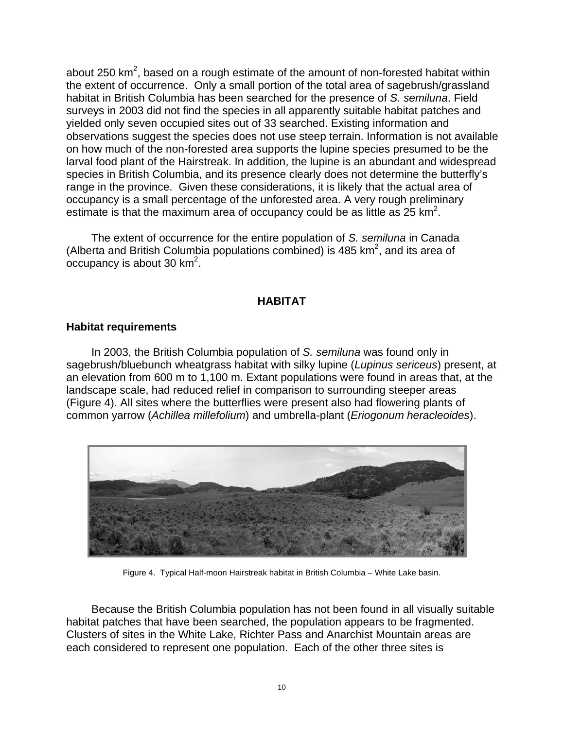about 250 km$^2$, based on a rough estimate of the amount of non-forested habitat within the extent of occurrence. Only a small portion of the total area of sagebrush/grassland habitat in British Columbia has been searched for the presence of *S. semiluna*. Field surveys in 2003 did not find the species in all apparently suitable habitat patches and yielded only seven occupied sites out of 33 searched. Existing information and observations suggest the species does not use steep terrain. Information is not available on how much of the non-forested area supports the lupine species presumed to be the larval food plant of the Hairstreak. In addition, the lupine is an abundant and widespread species in British Columbia, and its presence clearly does not determine the butterfly's range in the province. Given these considerations, it is likely that the actual area of occupancy is a small percentage of the unforested area. A very rough preliminary estimate is that the maximum area of occupancy could be as little as 25 km$^2$.

The extent of occurrence for the entire population of *S. semiluna* in Canada (Alberta and British Columbia populations combined) is 485 km$^2$, and its area of occupancy is about 30 km$^2$.

## HABITAT

### Habitat requirements

In 2003, the British Columbia population of *S. semiluna* was found only in sagebrush/bluebunch wheatgrass habitat with silky lupine (*Lupinus sericeus*) present, at an elevation from 600 m to 1,100 m. Extant populations were found in areas that, at the landscape scale, had reduced relief in comparison to surrounding steeper areas (Figure 4). All sites where the butterflies were present also had flowering plants of common yarrow (*Achillea millefolium*) and umbrella-plant (*Eriogonum heracleoides*).

Figure 4. Typical Half-moon Hairstreak habitat in British Columbia – White Lake basin.

Because the British Columbia population has not been found in all visually suitable habitat patches that have been searched, the population appears to be fragmented. Clusters of sites in the White Lake, Richter Pass and Anarchist Mountain areas are each considered to represent one population. Each of the other three sites is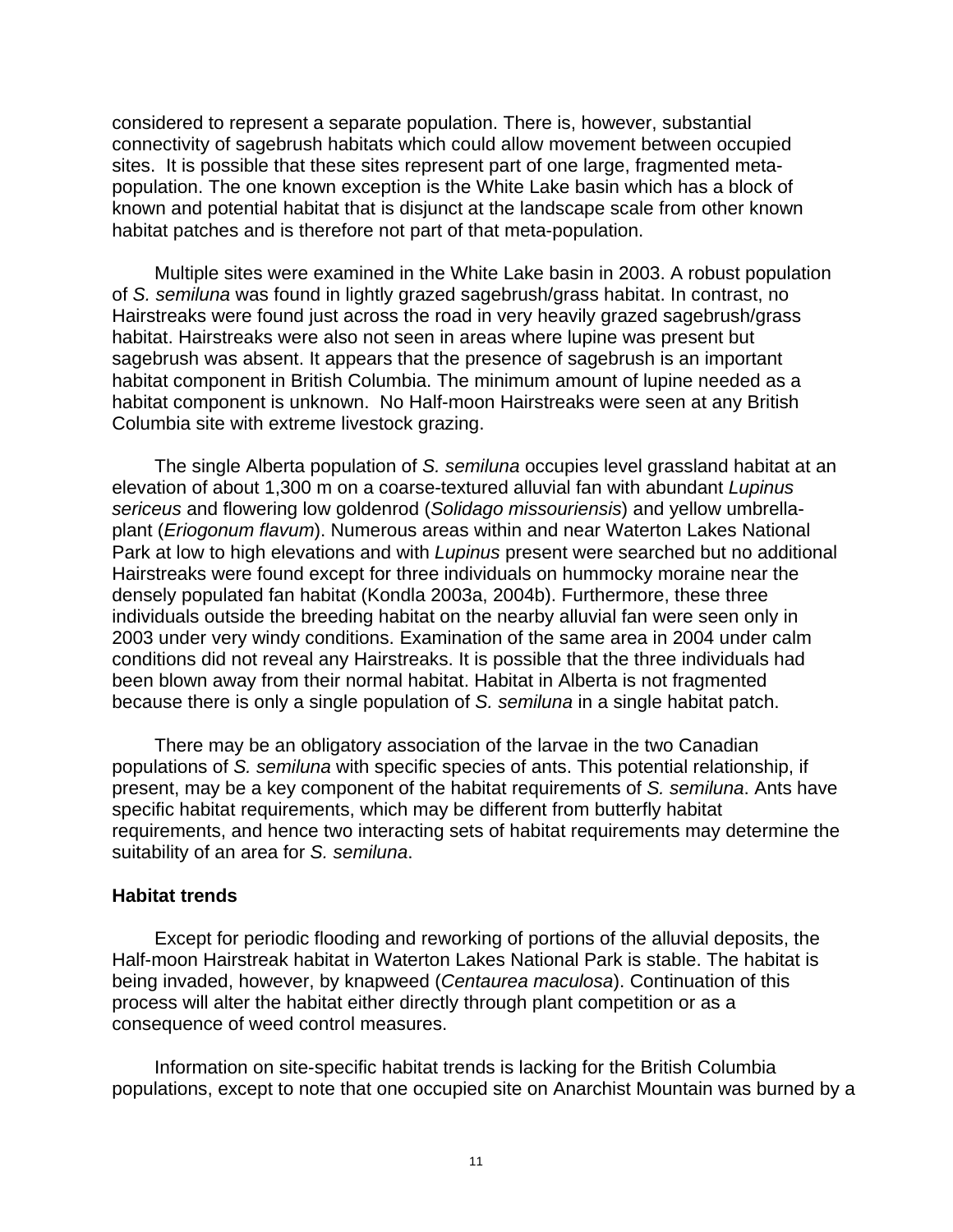considered to represent a separate population. There is, however, substantial connectivity of sagebrush habitats which could allow movement between occupied sites. It is possible that these sites represent part of one large, fragmented meta-population. The one known exception is the White Lake basin which has a block of known and potential habitat that is disjunct at the landscape scale from other known habitat patches and is therefore not part of that meta-population.

Multiple sites were examined in the White Lake basin in 2003. A robust population of *S. semiluna* was found in lightly grazed sagebrush/grass habitat. In contrast, no Hairstreaks were found just across the road in very heavily grazed sagebrush/grass habitat. Hairstreaks were also not seen in areas where lupine was present but sagebrush was absent. It appears that the presence of sagebrush is an important habitat component in British Columbia. The minimum amount of lupine needed as a habitat component is unknown. No Half-moon Hairstreaks were seen at any British Columbia site with extreme livestock grazing.

The single Alberta population of *S. semiluna* occupies level grassland habitat at an elevation of about 1,300 m on a coarse-textured alluvial fan with abundant *Lupinus sericeus* and flowering low goldenrod (*Solidago missouriensis*) and yellow umbrella-plant (*Eriogonum flavum*). Numerous areas within and near Waterton Lakes National Park at low to high elevations and with *Lupinus* present were searched but no additional Hairstreaks were found except for three individuals on hummocky moraine near the densely populated fan habitat (Kondla 2003a, 2004b). Furthermore, these three individuals outside the breeding habitat on the nearby alluvial fan were seen only in 2003 under very windy conditions. Examination of the same area in 2004 under calm conditions did not reveal any Hairstreaks. It is possible that the three individuals had been blown away from their normal habitat. Habitat in Alberta is not fragmented because there is only a single population of *S. semiluna* in a single habitat patch.

There may be an obligatory association of the larvae in the two Canadian populations of *S. semiluna* with specific species of ants. This potential relationship, if present, may be a key component of the habitat requirements of *S. semiluna*. Ants have specific habitat requirements, which may be different from butterfly habitat requirements, and hence two interacting sets of habitat requirements may determine the suitability of an area for *S. semiluna*.

### Habitat trends

Except for periodic flooding and reworking of portions of the alluvial deposits, the Half-moon Hairstreak habitat in Waterton Lakes National Park is stable. The habitat is being invaded, however, by knapweed (*Centaurea maculosa*). Continuation of this process will alter the habitat either directly through plant competition or as a consequence of weed control measures.

Information on site-specific habitat trends is lacking for the British Columbia populations, except to note that one occupied site on Anarchist Mountain was burned by a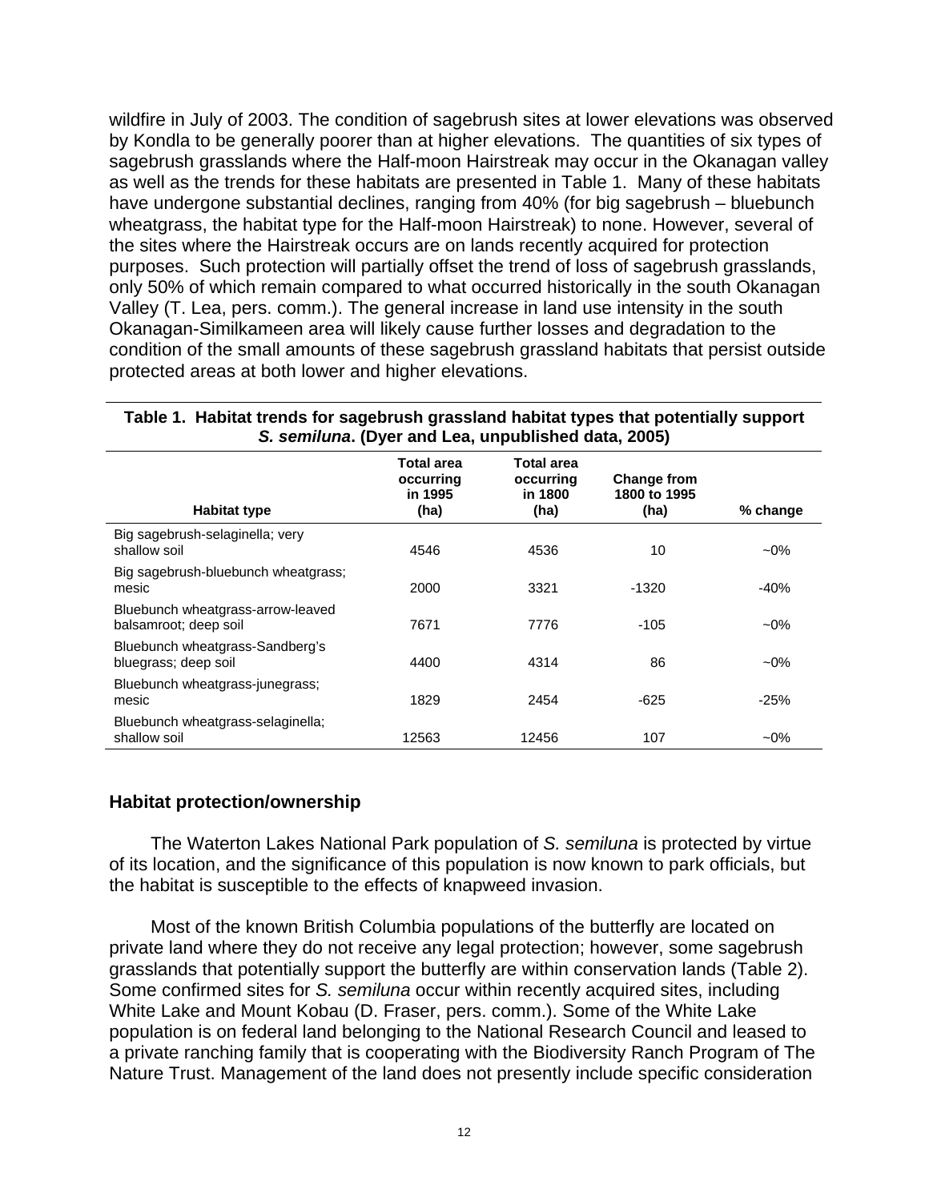wildfire in July of 2003. The condition of sagebrush sites at lower elevations was observed by Kondla to be generally poorer than at higher elevations. The quantities of six types of sagebrush grasslands where the Half-moon Hairstreak may occur in the Okanagan valley as well as the trends for these habitats are presented in Table 1. Many of these habitats have undergone substantial declines, ranging from 40% (for big sagebrush – bluebunch wheatgrass, the habitat type for the Half-moon Hairstreak) to none. However, several of the sites where the Hairstreak occurs are on lands recently acquired for protection purposes. Such protection will partially offset the trend of loss of sagebrush grasslands, only 50% of which remain compared to what occurred historically in the south Okanagan Valley (T. Lea, pers. comm.). The general increase in land use intensity in the south Okanagan-Similkameen area will likely cause further losses and degradation to the condition of the small amounts of these sagebrush grassland habitats that persist outside protected areas at both lower and higher elevations.

**Table 1. Habitat trends for sagebrush grassland habitat types that potentially support *S. semiluna*. (Dyer and Lea, unpublished data, 2005)**

| Habitat type | Total area occurring in 1995 (ha) | Total area occurring in 1800 (ha) | Change from 1800 to 1995 (ha) | % change |
|---|---|---|---|---|
| Big sagebrush-selaginella; very shallow soil | 4546 | 4536 | 10 | ~0% |
| Big sagebrush-bluebunch wheatgrass; mesic | 2000 | 3321 | -1320 | -40% |
| Bluebunch wheatgrass-arrow-leaved balsamroot; deep soil | 7671 | 7776 | -105 | ~0% |
| Bluebunch wheatgrass-Sandberg's bluegrass; deep soil | 4400 | 4314 | 86 | ~0% |
| Bluebunch wheatgrass-junegrass; mesic | 1829 | 2454 | -625 | -25% |
| Bluebunch wheatgrass-selaginella; shallow soil | 12563 | 12456 | 107 | ~0% |

### Habitat protection/ownership

The Waterton Lakes National Park population of *S. semiluna* is protected by virtue of its location, and the significance of this population is now known to park officials, but the habitat is susceptible to the effects of knapweed invasion.

Most of the known British Columbia populations of the butterfly are located on private land where they do not receive any legal protection; however, some sagebrush grasslands that potentially support the butterfly are within conservation lands (Table 2). Some confirmed sites for *S. semiluna* occur within recently acquired sites, including White Lake and Mount Kobau (D. Fraser, pers. comm.). Some of the White Lake population is on federal land belonging to the National Research Council and leased to a private ranching family that is cooperating with the Biodiversity Ranch Program of The Nature Trust. Management of the land does not presently include specific consideration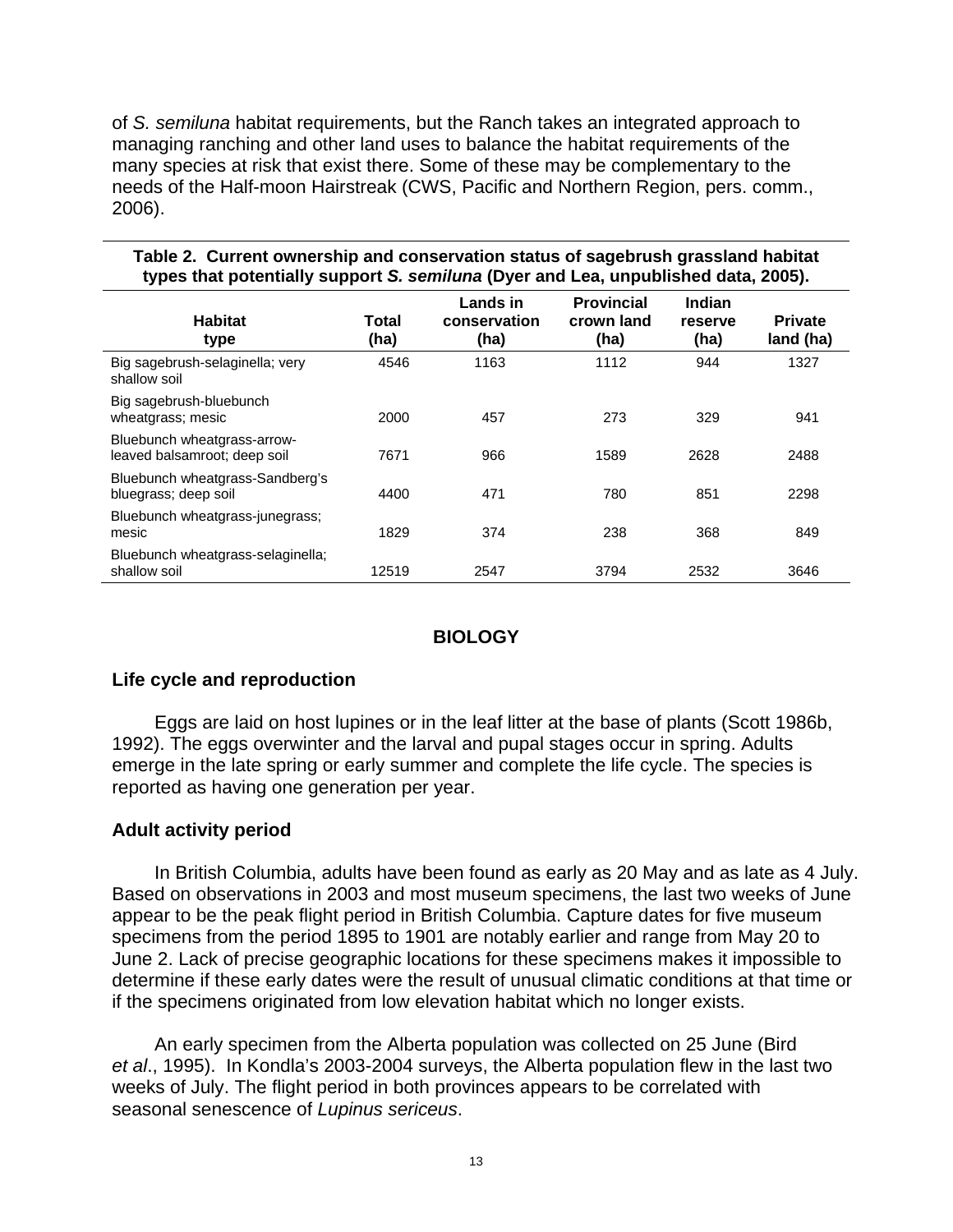of *S. semiluna* habitat requirements, but the Ranch takes an integrated approach to managing ranching and other land uses to balance the habitat requirements of the many species at risk that exist there. Some of these may be complementary to the needs of the Half-moon Hairstreak (CWS, Pacific and Northern Region, pers. comm., 2006).

**Table 2. Current ownership and conservation status of sagebrush grassland habitat types that potentially support *S. semiluna* (Dyer and Lea, unpublished data, 2005).**

| Habitat type | Total (ha) | Lands in conservation (ha) | Provincial crown land (ha) | Indian reserve (ha) | Private land (ha) |
|---|---|---|---|---|---|
| Big sagebrush-selaginella; very shallow soil | 4546 | 1163 | 1112 | 944 | 1327 |
| Big sagebrush-bluebunch wheatgrass; mesic | 2000 | 457 | 273 | 329 | 941 |
| Bluebunch wheatgrass-arrow-leaved balsamroot; deep soil | 7671 | 966 | 1589 | 2628 | 2488 |
| Bluebunch wheatgrass-Sandberg's bluegrass; deep soil | 4400 | 471 | 780 | 851 | 2298 |
| Bluebunch wheatgrass-junegrass; mesic | 1829 | 374 | 238 | 368 | 849 |
| Bluebunch wheatgrass-selaginella; shallow soil | 12519 | 2547 | 3794 | 2532 | 3646 |

## BIOLOGY

### Life cycle and reproduction

Eggs are laid on host lupines or in the leaf litter at the base of plants (Scott 1986b, 1992). The eggs overwinter and the larval and pupal stages occur in spring. Adults emerge in the late spring or early summer and complete the life cycle. The species is reported as having one generation per year.

### Adult activity period

In British Columbia, adults have been found as early as 20 May and as late as 4 July. Based on observations in 2003 and most museum specimens, the last two weeks of June appear to be the peak flight period in British Columbia. Capture dates for five museum specimens from the period 1895 to 1901 are notably earlier and range from May 20 to June 2. Lack of precise geographic locations for these specimens makes it impossible to determine if these early dates were the result of unusual climatic conditions at that time or if the specimens originated from low elevation habitat which no longer exists.

An early specimen from the Alberta population was collected on 25 June (Bird *et al*., 1995). In Kondla's 2003-2004 surveys, the Alberta population flew in the last two weeks of July. The flight period in both provinces appears to be correlated with seasonal senescence of *Lupinus sericeus*.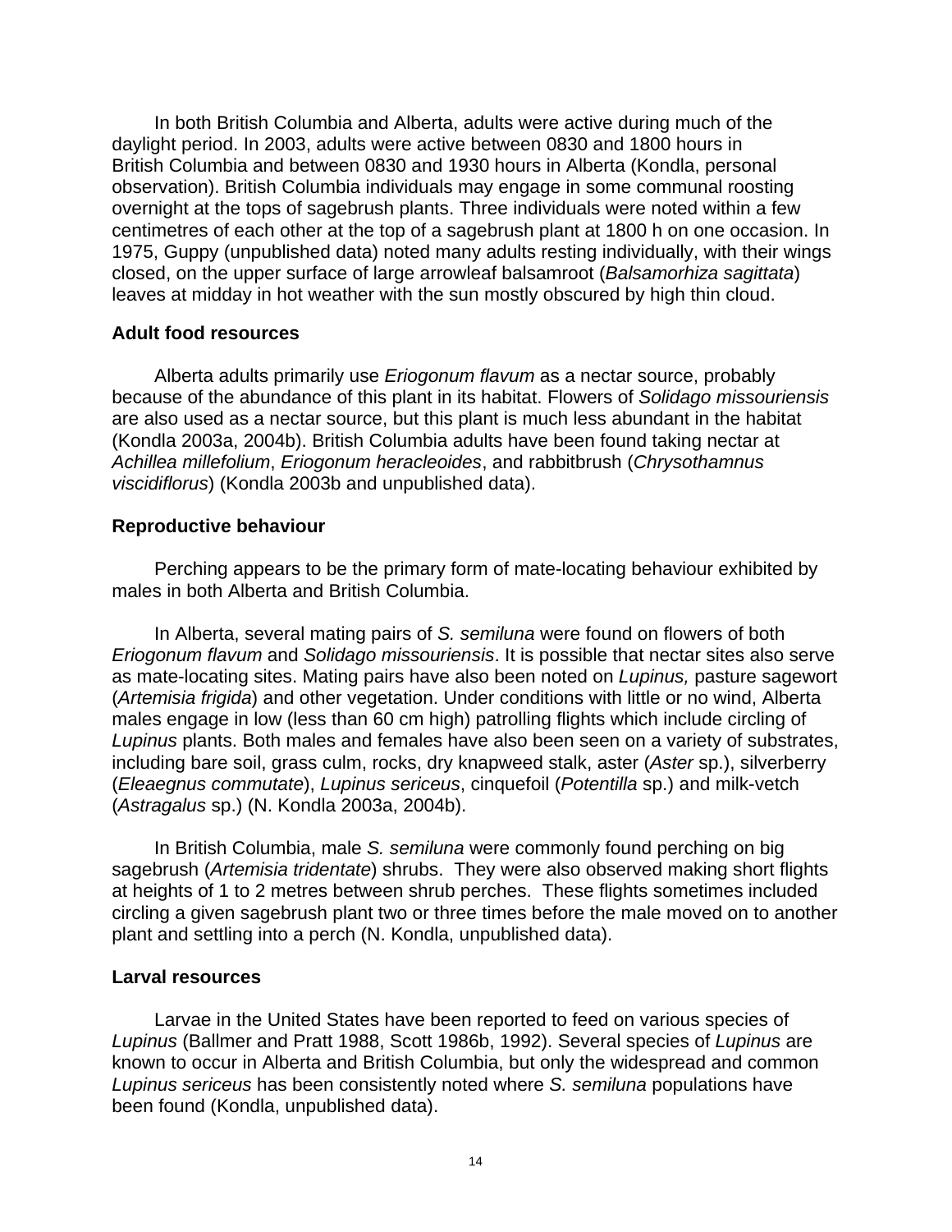In both British Columbia and Alberta, adults were active during much of the daylight period. In 2003, adults were active between 0830 and 1800 hours in British Columbia and between 0830 and 1930 hours in Alberta (Kondla, personal observation). British Columbia individuals may engage in some communal roosting overnight at the tops of sagebrush plants. Three individuals were noted within a few centimetres of each other at the top of a sagebrush plant at 1800 h on one occasion. In 1975, Guppy (unpublished data) noted many adults resting individually, with their wings closed, on the upper surface of large arrowleaf balsamroot (*Balsamorhiza sagittata*) leaves at midday in hot weather with the sun mostly obscured by high thin cloud.

### Adult food resources

Alberta adults primarily use *Eriogonum flavum* as a nectar source, probably because of the abundance of this plant in its habitat. Flowers of *Solidago missouriensis* are also used as a nectar source, but this plant is much less abundant in the habitat (Kondla 2003a, 2004b). British Columbia adults have been found taking nectar at *Achillea millefolium*, *Eriogonum heracleoides*, and rabbitbrush (*Chrysothamnus viscidiflorus*) (Kondla 2003b and unpublished data).

### Reproductive behaviour

Perching appears to be the primary form of mate-locating behaviour exhibited by males in both Alberta and British Columbia.

In Alberta, several mating pairs of *S. semiluna* were found on flowers of both *Eriogonum flavum* and *Solidago missouriensis*. It is possible that nectar sites also serve as mate-locating sites. Mating pairs have also been noted on *Lupinus,* pasture sagewort (*Artemisia frigida*) and other vegetation. Under conditions with little or no wind, Alberta males engage in low (less than 60 cm high) patrolling flights which include circling of *Lupinus* plants. Both males and females have also been seen on a variety of substrates, including bare soil, grass culm, rocks, dry knapweed stalk, aster (*Aster* sp.), silverberry (*Eleaegnus commutate*), *Lupinus sericeus*, cinquefoil (*Potentilla* sp.) and milk-vetch (*Astragalus* sp.) (N. Kondla 2003a, 2004b).

In British Columbia, male *S. semiluna* were commonly found perching on big sagebrush (*Artemisia tridentate*) shrubs. They were also observed making short flights at heights of 1 to 2 metres between shrub perches. These flights sometimes included circling a given sagebrush plant two or three times before the male moved on to another plant and settling into a perch (N. Kondla, unpublished data).

### Larval resources

Larvae in the United States have been reported to feed on various species of *Lupinus* (Ballmer and Pratt 1988, Scott 1986b, 1992). Several species of *Lupinus* are known to occur in Alberta and British Columbia, but only the widespread and common *Lupinus sericeus* has been consistently noted where *S. semiluna* populations have been found (Kondla, unpublished data).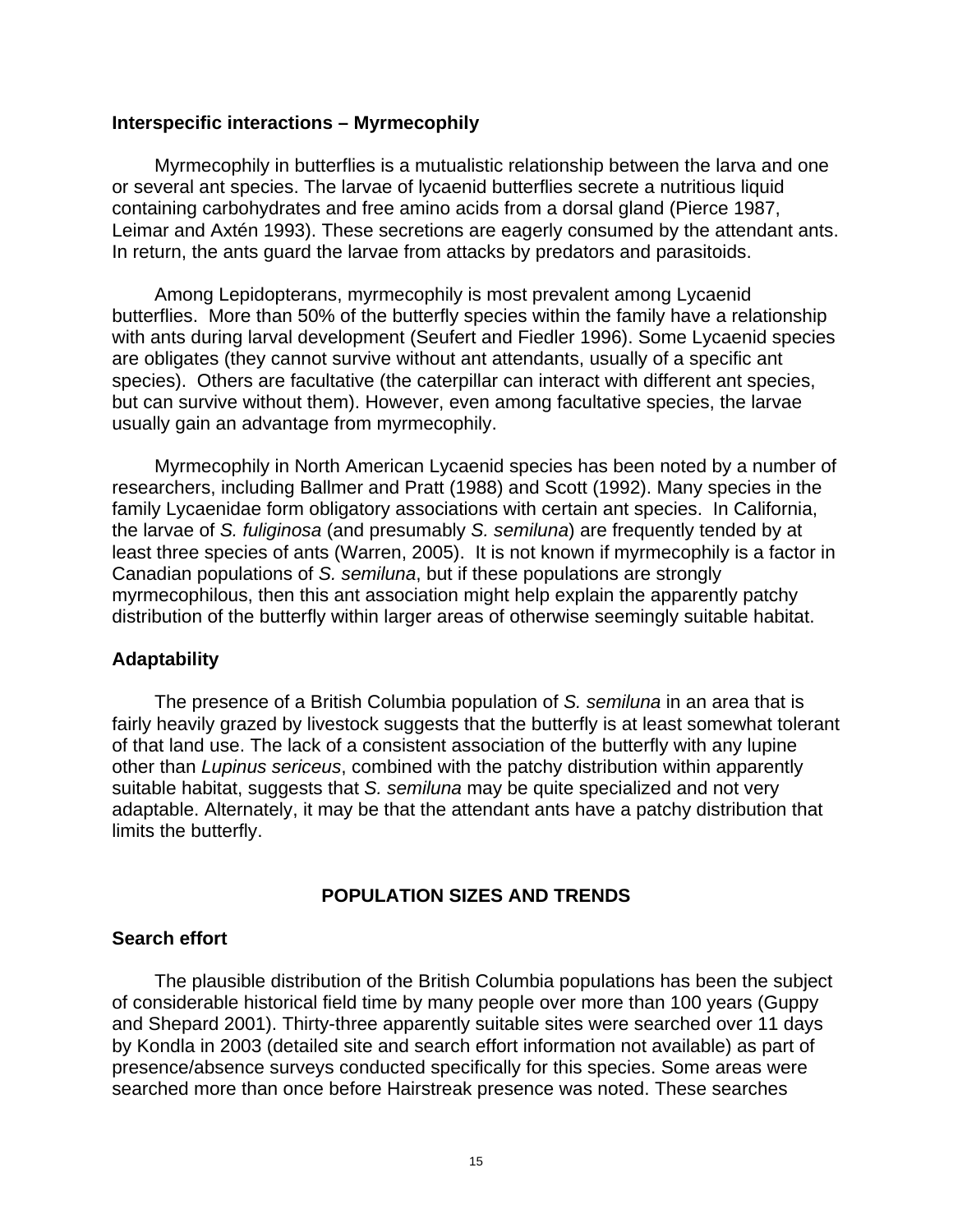### Interspecific interactions – Myrmecophily

Myrmecophily in butterflies is a mutualistic relationship between the larva and one or several ant species. The larvae of lycaenid butterflies secrete a nutritious liquid containing carbohydrates and free amino acids from a dorsal gland (Pierce 1987, Leimar and Axtén 1993). These secretions are eagerly consumed by the attendant ants. In return, the ants guard the larvae from attacks by predators and parasitoids.

Among Lepidopterans, myrmecophily is most prevalent among Lycaenid butterflies. More than 50% of the butterfly species within the family have a relationship with ants during larval development (Seufert and Fiedler 1996). Some Lycaenid species are obligates (they cannot survive without ant attendants, usually of a specific ant species). Others are facultative (the caterpillar can interact with different ant species, but can survive without them). However, even among facultative species, the larvae usually gain an advantage from myrmecophily.

Myrmecophily in North American Lycaenid species has been noted by a number of researchers, including Ballmer and Pratt (1988) and Scott (1992). Many species in the family Lycaenidae form obligatory associations with certain ant species. In California, the larvae of *S. fuliginosa* (and presumably *S. semiluna*) are frequently tended by at least three species of ants (Warren, 2005). It is not known if myrmecophily is a factor in Canadian populations of *S. semiluna*, but if these populations are strongly myrmecophilous, then this ant association might help explain the apparently patchy distribution of the butterfly within larger areas of otherwise seemingly suitable habitat.

### Adaptability

The presence of a British Columbia population of *S. semiluna* in an area that is fairly heavily grazed by livestock suggests that the butterfly is at least somewhat tolerant of that land use. The lack of a consistent association of the butterfly with any lupine other than *Lupinus sericeus*, combined with the patchy distribution within apparently suitable habitat, suggests that *S. semiluna* may be quite specialized and not very adaptable. Alternately, it may be that the attendant ants have a patchy distribution that limits the butterfly.

## POPULATION SIZES AND TRENDS

### Search effort

The plausible distribution of the British Columbia populations has been the subject of considerable historical field time by many people over more than 100 years (Guppy and Shepard 2001). Thirty-three apparently suitable sites were searched over 11 days by Kondla in 2003 (detailed site and search effort information not available) as part of presence/absence surveys conducted specifically for this species. Some areas were searched more than once before Hairstreak presence was noted. These searches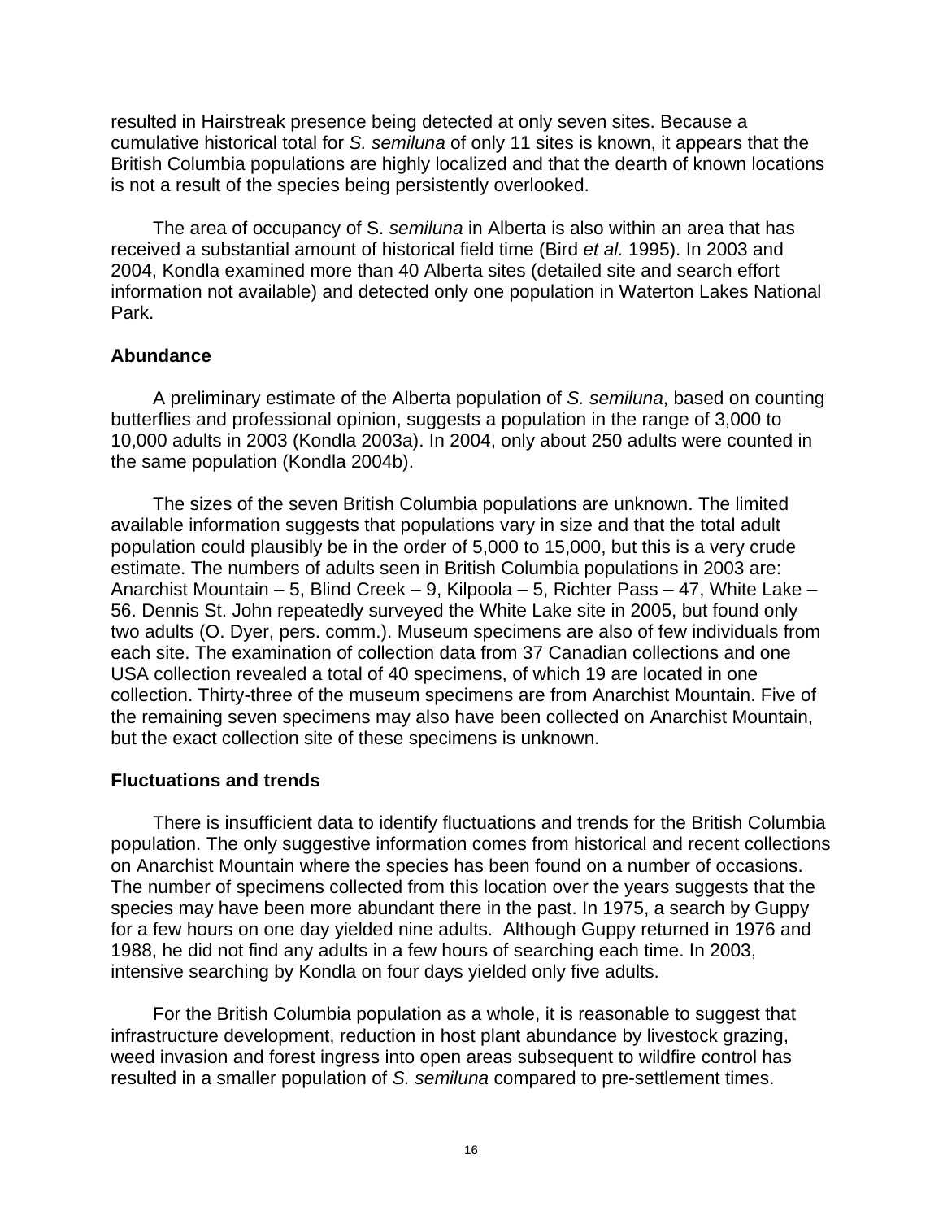resulted in Hairstreak presence being detected at only seven sites. Because a cumulative historical total for *S. semiluna* of only 11 sites is known, it appears that the British Columbia populations are highly localized and that the dearth of known locations is not a result of the species being persistently overlooked.

The area of occupancy of S. *semiluna* in Alberta is also within an area that has received a substantial amount of historical field time (Bird *et al.* 1995). In 2003 and 2004, Kondla examined more than 40 Alberta sites (detailed site and search effort information not available) and detected only one population in Waterton Lakes National Park.

### Abundance

A preliminary estimate of the Alberta population of *S. semiluna*, based on counting butterflies and professional opinion, suggests a population in the range of 3,000 to 10,000 adults in 2003 (Kondla 2003a). In 2004, only about 250 adults were counted in the same population (Kondla 2004b).

The sizes of the seven British Columbia populations are unknown. The limited available information suggests that populations vary in size and that the total adult population could plausibly be in the order of 5,000 to 15,000, but this is a very crude estimate. The numbers of adults seen in British Columbia populations in 2003 are: Anarchist Mountain – 5, Blind Creek – 9, Kilpoola – 5, Richter Pass – 47, White Lake – 56. Dennis St. John repeatedly surveyed the White Lake site in 2005, but found only two adults (O. Dyer, pers. comm.). Museum specimens are also of few individuals from each site. The examination of collection data from 37 Canadian collections and one USA collection revealed a total of 40 specimens, of which 19 are located in one collection. Thirty-three of the museum specimens are from Anarchist Mountain. Five of the remaining seven specimens may also have been collected on Anarchist Mountain, but the exact collection site of these specimens is unknown.

### Fluctuations and trends

There is insufficient data to identify fluctuations and trends for the British Columbia population. The only suggestive information comes from historical and recent collections on Anarchist Mountain where the species has been found on a number of occasions. The number of specimens collected from this location over the years suggests that the species may have been more abundant there in the past. In 1975, a search by Guppy for a few hours on one day yielded nine adults. Although Guppy returned in 1976 and 1988, he did not find any adults in a few hours of searching each time. In 2003, intensive searching by Kondla on four days yielded only five adults.

For the British Columbia population as a whole, it is reasonable to suggest that infrastructure development, reduction in host plant abundance by livestock grazing, weed invasion and forest ingress into open areas subsequent to wildfire control has resulted in a smaller population of *S. semiluna* compared to pre-settlement times.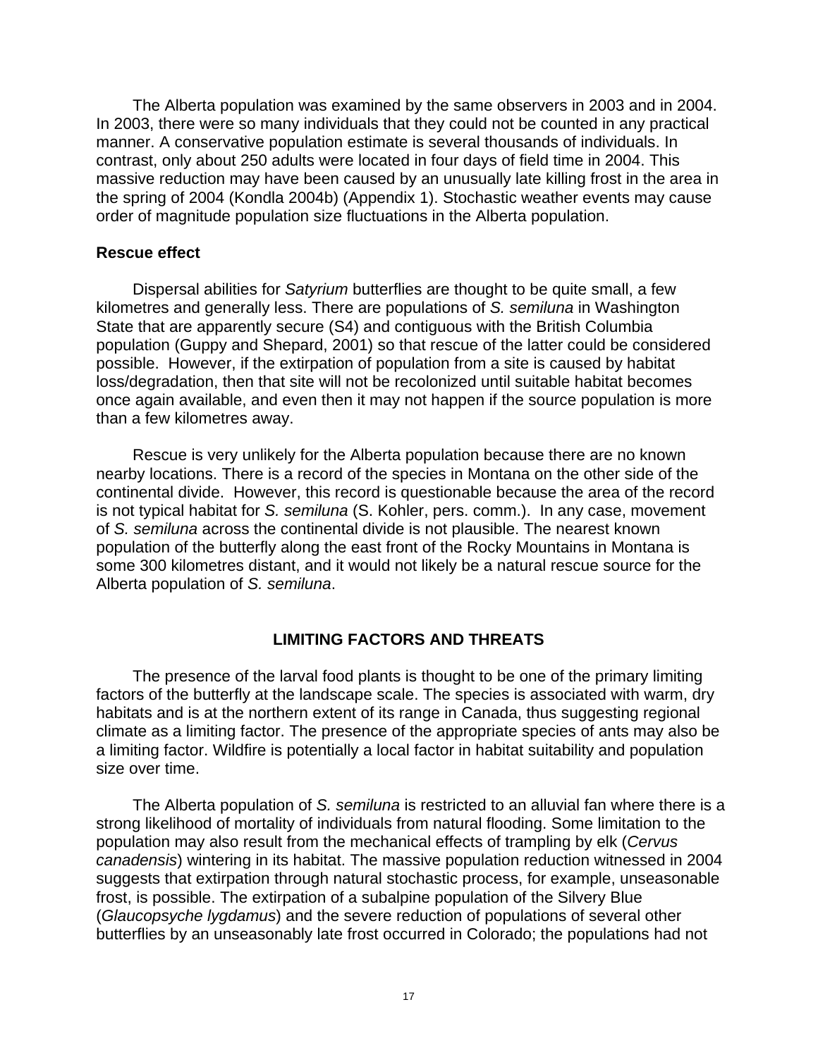The Alberta population was examined by the same observers in 2003 and in 2004. In 2003, there were so many individuals that they could not be counted in any practical manner. A conservative population estimate is several thousands of individuals. In contrast, only about 250 adults were located in four days of field time in 2004. This massive reduction may have been caused by an unusually late killing frost in the area in the spring of 2004 (Kondla 2004b) (Appendix 1). Stochastic weather events may cause order of magnitude population size fluctuations in the Alberta population.

### Rescue effect

Dispersal abilities for *Satyrium* butterflies are thought to be quite small, a few kilometres and generally less. There are populations of *S. semiluna* in Washington State that are apparently secure (S4) and contiguous with the British Columbia population (Guppy and Shepard, 2001) so that rescue of the latter could be considered possible. However, if the extirpation of population from a site is caused by habitat loss/degradation, then that site will not be recolonized until suitable habitat becomes once again available, and even then it may not happen if the source population is more than a few kilometres away.

Rescue is very unlikely for the Alberta population because there are no known nearby locations. There is a record of the species in Montana on the other side of the continental divide. However, this record is questionable because the area of the record is not typical habitat for *S. semiluna* (S. Kohler, pers. comm.). In any case, movement of *S. semiluna* across the continental divide is not plausible. The nearest known population of the butterfly along the east front of the Rocky Mountains in Montana is some 300 kilometres distant, and it would not likely be a natural rescue source for the Alberta population of *S. semiluna*.

## LIMITING FACTORS AND THREATS

The presence of the larval food plants is thought to be one of the primary limiting factors of the butterfly at the landscape scale. The species is associated with warm, dry habitats and is at the northern extent of its range in Canada, thus suggesting regional climate as a limiting factor. The presence of the appropriate species of ants may also be a limiting factor. Wildfire is potentially a local factor in habitat suitability and population size over time.

The Alberta population of *S. semiluna* is restricted to an alluvial fan where there is a strong likelihood of mortality of individuals from natural flooding. Some limitation to the population may also result from the mechanical effects of trampling by elk (*Cervus canadensis*) wintering in its habitat. The massive population reduction witnessed in 2004 suggests that extirpation through natural stochastic process, for example, unseasonable frost, is possible. The extirpation of a subalpine population of the Silvery Blue (*Glaucopsyche lygdamus*) and the severe reduction of populations of several other butterflies by an unseasonably late frost occurred in Colorado; the populations had not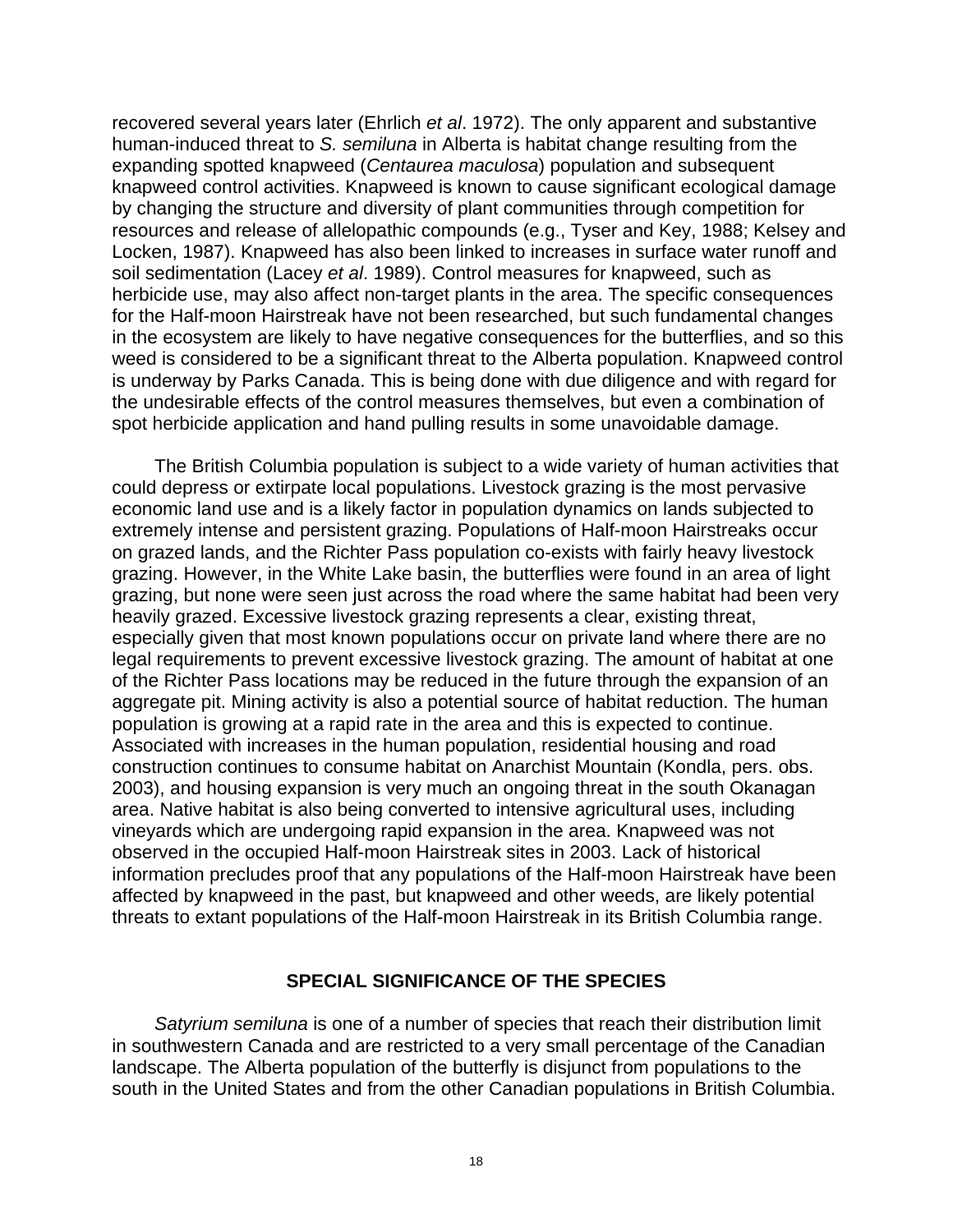recovered several years later (Ehrlich *et al*. 1972). The only apparent and substantive human-induced threat to *S. semiluna* in Alberta is habitat change resulting from the expanding spotted knapweed (*Centaurea maculosa*) population and subsequent knapweed control activities. Knapweed is known to cause significant ecological damage by changing the structure and diversity of plant communities through competition for resources and release of allelopathic compounds (e.g., Tyser and Key, 1988; Kelsey and Locken, 1987). Knapweed has also been linked to increases in surface water runoff and soil sedimentation (Lacey *et al*. 1989). Control measures for knapweed, such as herbicide use, may also affect non-target plants in the area. The specific consequences for the Half-moon Hairstreak have not been researched, but such fundamental changes in the ecosystem are likely to have negative consequences for the butterflies, and so this weed is considered to be a significant threat to the Alberta population. Knapweed control is underway by Parks Canada. This is being done with due diligence and with regard for the undesirable effects of the control measures themselves, but even a combination of spot herbicide application and hand pulling results in some unavoidable damage.

The British Columbia population is subject to a wide variety of human activities that could depress or extirpate local populations. Livestock grazing is the most pervasive economic land use and is a likely factor in population dynamics on lands subjected to extremely intense and persistent grazing. Populations of Half-moon Hairstreaks occur on grazed lands, and the Richter Pass population co-exists with fairly heavy livestock grazing. However, in the White Lake basin, the butterflies were found in an area of light grazing, but none were seen just across the road where the same habitat had been very heavily grazed. Excessive livestock grazing represents a clear, existing threat, especially given that most known populations occur on private land where there are no legal requirements to prevent excessive livestock grazing. The amount of habitat at one of the Richter Pass locations may be reduced in the future through the expansion of an aggregate pit. Mining activity is also a potential source of habitat reduction. The human population is growing at a rapid rate in the area and this is expected to continue. Associated with increases in the human population, residential housing and road construction continues to consume habitat on Anarchist Mountain (Kondla, pers. obs. 2003), and housing expansion is very much an ongoing threat in the south Okanagan area. Native habitat is also being converted to intensive agricultural uses, including vineyards which are undergoing rapid expansion in the area. Knapweed was not observed in the occupied Half-moon Hairstreak sites in 2003. Lack of historical information precludes proof that any populations of the Half-moon Hairstreak have been affected by knapweed in the past, but knapweed and other weeds, are likely potential threats to extant populations of the Half-moon Hairstreak in its British Columbia range.

## SPECIAL SIGNIFICANCE OF THE SPECIES

*Satyrium semiluna* is one of a number of species that reach their distribution limit in southwestern Canada and are restricted to a very small percentage of the Canadian landscape. The Alberta population of the butterfly is disjunct from populations to the south in the United States and from the other Canadian populations in British Columbia.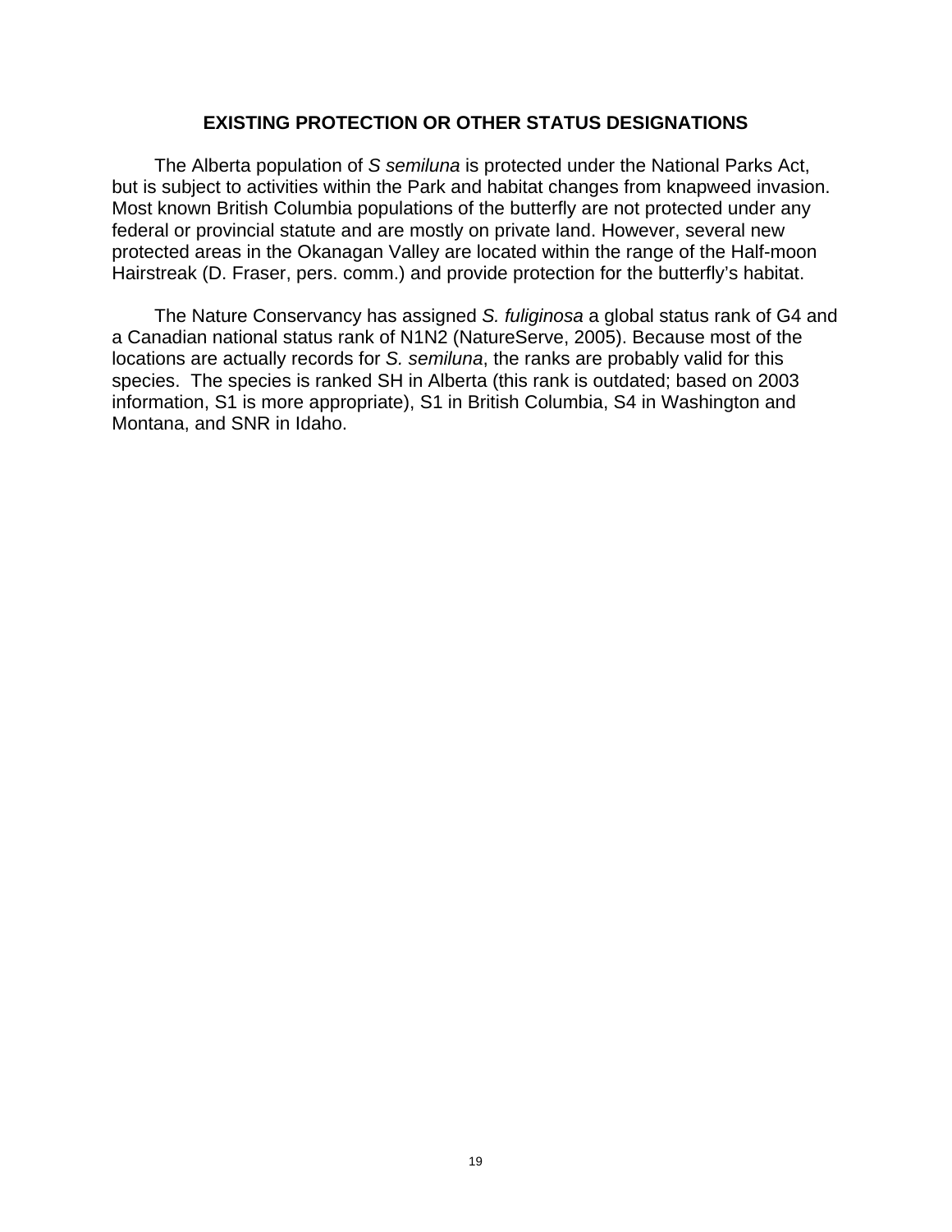## EXISTING PROTECTION OR OTHER STATUS DESIGNATIONS

The Alberta population of *S semiluna* is protected under the National Parks Act, but is subject to activities within the Park and habitat changes from knapweed invasion. Most known British Columbia populations of the butterfly are not protected under any federal or provincial statute and are mostly on private land. However, several new protected areas in the Okanagan Valley are located within the range of the Half-moon Hairstreak (D. Fraser, pers. comm.) and provide protection for the butterfly's habitat.

The Nature Conservancy has assigned *S. fuliginosa* a global status rank of G4 and a Canadian national status rank of N1N2 (NatureServe, 2005). Because most of the locations are actually records for *S. semiluna*, the ranks are probably valid for this species. The species is ranked SH in Alberta (this rank is outdated; based on 2003 information, S1 is more appropriate), S1 in British Columbia, S4 in Washington and Montana, and SNR in Idaho.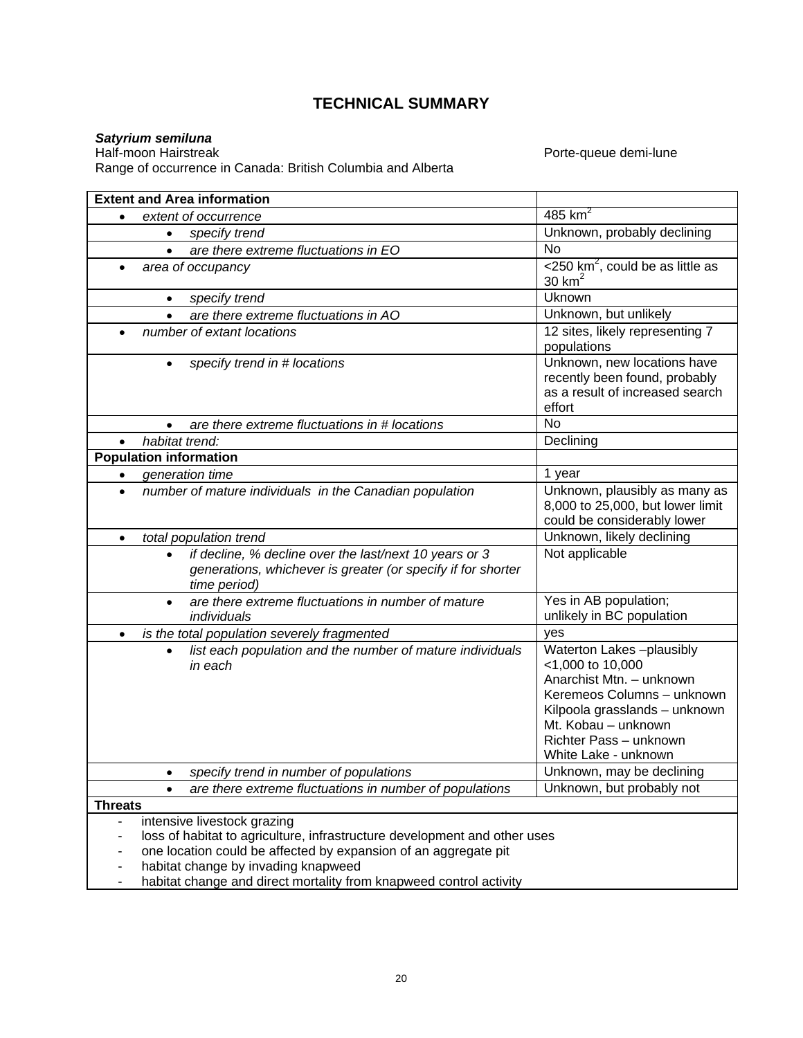# TECHNICAL SUMMARY

***Satyrium semiluna***

Half-moon Hairstreak Porte-queue demi-lune

Range of occurrence in Canada: British Columbia and Alberta

| **Extent and Area information** | |
|---|---|
| • *extent of occurrence* | 485 $km^2$ |
| • *specify trend* | Unknown, probably declining |
| • *are there extreme fluctuations in EO* | No |
| • *area of occupancy* | <250 $km^2$, could be as little as 30 $km^2$ |
| • *specify trend* | Uknown |
| • *are there extreme fluctuations in AO* | Unknown, but unlikely |
| • *number of extant locations* | 12 sites, likely representing 7 populations |
| • *specify trend in # locations* | Unknown, new locations have recently been found, probably as a result of increased search effort |
| • *are there extreme fluctuations in # locations* | No |
| • *habitat trend:* | Declining |
| **Population information** | |
| • *generation time* | 1 year |
| • *number of mature individuals in the Canadian population* | Unknown, plausibly as many as 8,000 to 25,000, but lower limit could be considerably lower |
| • *total population trend* | Unknown, likely declining |
| • *if decline, % decline over the last/next 10 years or 3 generations, whichever is greater (or specify if for shorter time period)* | Not applicable |
| • *are there extreme fluctuations in number of mature individuals* | Yes in AB population; unlikely in BC population |
| • *is the total population severely fragmented* | yes |
| • *list each population and the number of mature individuals in each* | Waterton Lakes –plausibly <1,000 to 10,000<br>Anarchist Mtn. – unknown<br>Keremeos Columns – unknown<br>Kilpoola grasslands – unknown<br>Mt. Kobau – unknown<br>Richter Pass – unknown<br>White Lake - unknown |
| • *specify trend in number of populations* | Unknown, may be declining |
| • *are there extreme fluctuations in number of populations* | Unknown, but probably not |
| **Threats** | |
| - intensive livestock grazing<br>- loss of habitat to agriculture, infrastructure development and other uses<br>- one location could be affected by expansion of an aggregate pit<br>- habitat change by invading knapweed<br>- habitat change and direct mortality from knapweed control activity | |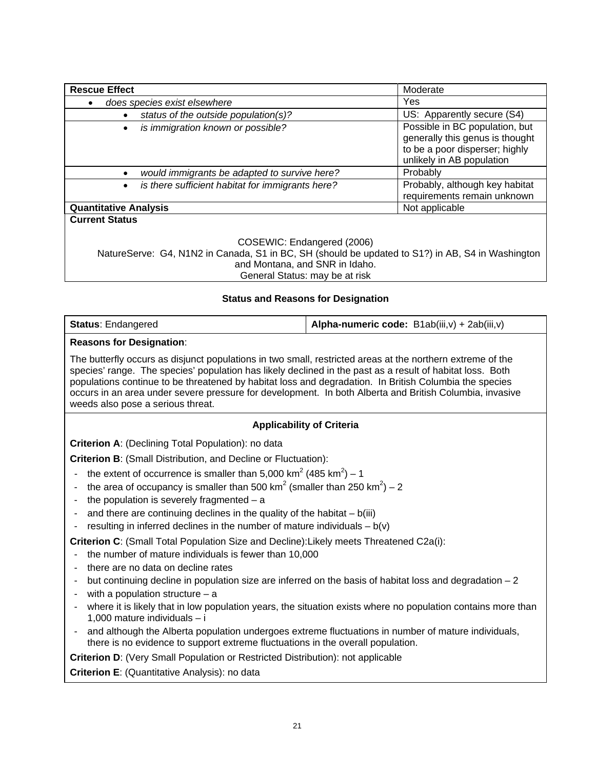| **Rescue Effect** | Moderate |
|---|---|
| • *does species exist elsewhere* | Yes |
| • *status of the outside population(s)?* | US: Apparently secure (S4) |
| • *is immigration known or possible?* | Possible in BC population, but generally this genus is thought to be a poor disperser; highly unlikely in AB population |
| • *would immigrants be adapted to survive here?* | Probably |
| • *is there sufficient habitat for immigrants here?* | Probably, although key habitat requirements remain unknown |
| **Quantitative Analysis** | Not applicable |

**Current Status**

COSEWIC: Endangered (2006)
NatureServe: G4, N1N2 in Canada, S1 in BC, SH (should be updated to S1?) in AB, S4 in Washington and Montana, and SNR in Idaho.
General Status: may be at risk

### Status and Reasons for Designation

| **Status**: Endangered | **Alpha-numeric code:** B1ab(iii,v) + 2ab(iii,v) |
|---|---|

**Reasons for Designation**:

The butterfly occurs as disjunct populations in two small, restricted areas at the northern extreme of the species' range. The species' population has likely declined in the past as a result of habitat loss. Both populations continue to be threatened by habitat loss and degradation. In British Columbia the species occurs in an area under severe pressure for development. In both Alberta and British Columbia, invasive weeds also pose a serious threat.

**Applicability of Criteria**

**Criterion A**: (Declining Total Population): no data

**Criterion B**: (Small Distribution, and Decline or Fluctuation):

- the extent of occurrence is smaller than 5,000 $km^2$ (485 $km^2$) – 1
- the area of occupancy is smaller than 500 $km^2$ (smaller than 250 $km^2$) – 2
- the population is severely fragmented – a
- and there are continuing declines in the quality of the habitat – b(iii)
- resulting in inferred declines in the number of mature individuals – b(v)

**Criterion C**: (Small Total Population Size and Decline):Likely meets Threatened C2a(i):

- the number of mature individuals is fewer than 10,000
- there are no data on decline rates
- but continuing decline in population size are inferred on the basis of habitat loss and degradation – 2
- with a population structure – a
- where it is likely that in low population years, the situation exists where no population contains more than 1,000 mature individuals – i
- and although the Alberta population undergoes extreme fluctuations in number of mature individuals, there is no evidence to support extreme fluctuations in the overall population.

**Criterion D**: (Very Small Population or Restricted Distribution): not applicable

**Criterion E**: (Quantitative Analysis): no data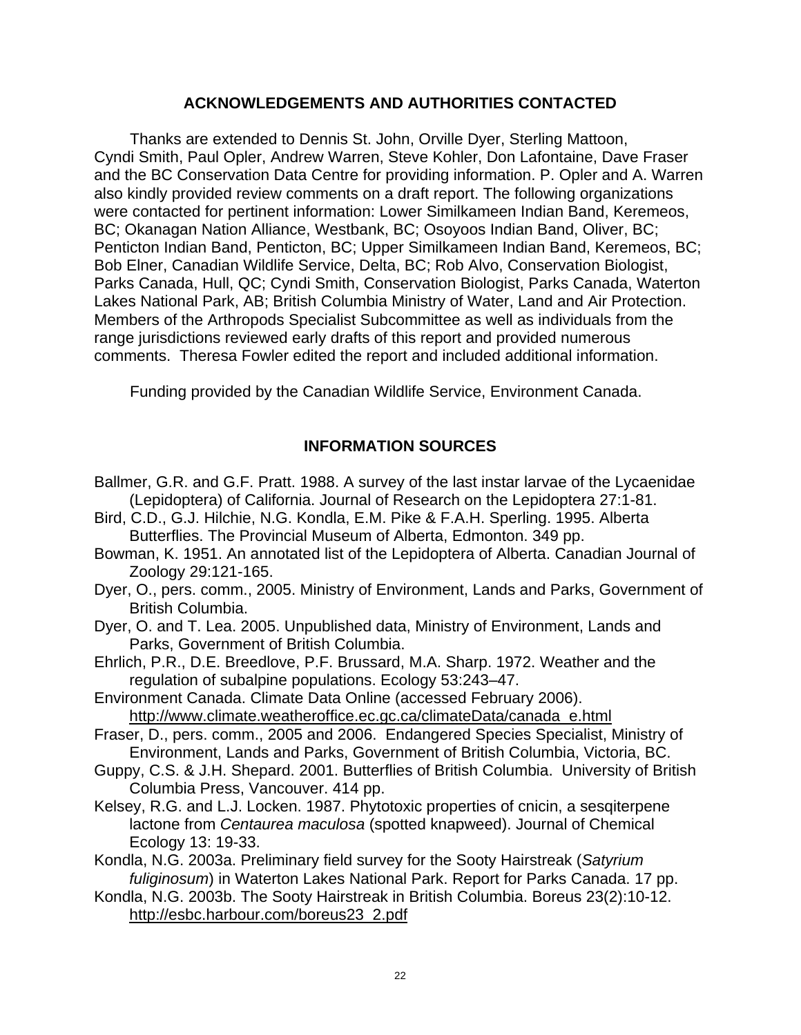## ACKNOWLEDGEMENTS AND AUTHORITIES CONTACTED

Thanks are extended to Dennis St. John, Orville Dyer, Sterling Mattoon, Cyndi Smith, Paul Opler, Andrew Warren, Steve Kohler, Don Lafontaine, Dave Fraser and the BC Conservation Data Centre for providing information. P. Opler and A. Warren also kindly provided review comments on a draft report. The following organizations were contacted for pertinent information: Lower Similkameen Indian Band, Keremeos, BC; Okanagan Nation Alliance, Westbank, BC; Osoyoos Indian Band, Oliver, BC; Penticton Indian Band, Penticton, BC; Upper Similkameen Indian Band, Keremeos, BC; Bob Elner, Canadian Wildlife Service, Delta, BC; Rob Alvo, Conservation Biologist, Parks Canada, Hull, QC; Cyndi Smith, Conservation Biologist, Parks Canada, Waterton Lakes National Park, AB; British Columbia Ministry of Water, Land and Air Protection. Members of the Arthropods Specialist Subcommittee as well as individuals from the range jurisdictions reviewed early drafts of this report and provided numerous comments. Theresa Fowler edited the report and included additional information.

Funding provided by the Canadian Wildlife Service, Environment Canada.

## INFORMATION SOURCES

Ballmer, G.R. and G.F. Pratt. 1988. A survey of the last instar larvae of the Lycaenidae (Lepidoptera) of California. Journal of Research on the Lepidoptera 27:1-81.

Bird, C.D., G.J. Hilchie, N.G. Kondla, E.M. Pike & F.A.H. Sperling. 1995. Alberta Butterflies. The Provincial Museum of Alberta, Edmonton. 349 pp.

Bowman, K. 1951. An annotated list of the Lepidoptera of Alberta. Canadian Journal of Zoology 29:121-165.

Dyer, O., pers. comm., 2005. Ministry of Environment, Lands and Parks, Government of British Columbia.

Dyer, O. and T. Lea. 2005. Unpublished data, Ministry of Environment, Lands and Parks, Government of British Columbia.

Ehrlich, P.R., D.E. Breedlove, P.F. Brussard, M.A. Sharp. 1972. Weather and the regulation of subalpine populations. Ecology 53:243–47.

Environment Canada. Climate Data Online (accessed February 2006). http://www.climate.weatheroffice.ec.gc.ca/climateData/canada_e.html

Fraser, D., pers. comm., 2005 and 2006. Endangered Species Specialist, Ministry of Environment, Lands and Parks, Government of British Columbia, Victoria, BC.

Guppy, C.S. & J.H. Shepard. 2001. Butterflies of British Columbia. University of British Columbia Press, Vancouver. 414 pp.

Kelsey, R.G. and L.J. Locken. 1987. Phytotoxic properties of cnicin, a sesqiterpene lactone from *Centaurea maculosa* (spotted knapweed). Journal of Chemical Ecology 13: 19-33.

Kondla, N.G. 2003a. Preliminary field survey for the Sooty Hairstreak (*Satyrium fuliginosum*) in Waterton Lakes National Park. Report for Parks Canada. 17 pp.

Kondla, N.G. 2003b. The Sooty Hairstreak in British Columbia. Boreus 23(2):10-12. http://esbc.harbour.com/boreus23_2.pdf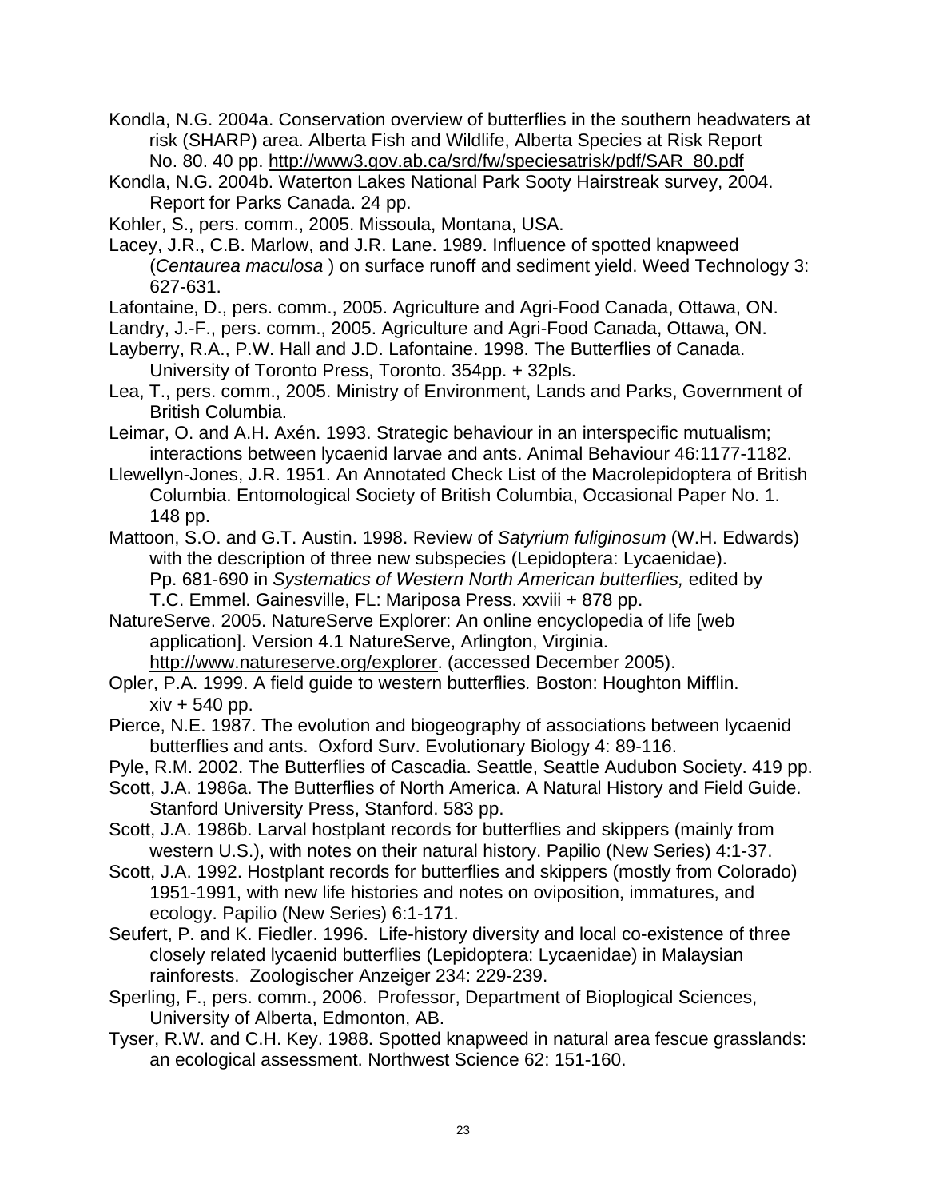Kondla, N.G. 2004a. Conservation overview of butterflies in the southern headwaters at risk (SHARP) area. Alberta Fish and Wildlife, Alberta Species at Risk Report No. 80. 40 pp. http://www3.gov.ab.ca/srd/fw/speciesatrisk/pdf/SAR_80.pdf

Kondla, N.G. 2004b. Waterton Lakes National Park Sooty Hairstreak survey, 2004. Report for Parks Canada. 24 pp.

Kohler, S., pers. comm., 2005. Missoula, Montana, USA.

Lacey, J.R., C.B. Marlow, and J.R. Lane. 1989. Influence of spotted knapweed (*Centaurea maculosa* ) on surface runoff and sediment yield. Weed Technology 3: 627-631.

Lafontaine, D., pers. comm., 2005. Agriculture and Agri-Food Canada, Ottawa, ON.

Landry, J.-F., pers. comm., 2005. Agriculture and Agri-Food Canada, Ottawa, ON.

Layberry, R.A., P.W. Hall and J.D. Lafontaine. 1998. The Butterflies of Canada. University of Toronto Press, Toronto. 354pp. + 32pls.

Lea, T., pers. comm., 2005. Ministry of Environment, Lands and Parks, Government of British Columbia.

Leimar, O. and A.H. Axén. 1993. Strategic behaviour in an interspecific mutualism; interactions between lycaenid larvae and ants. Animal Behaviour 46:1177-1182.

Llewellyn-Jones, J.R. 1951. An Annotated Check List of the Macrolepidoptera of British Columbia. Entomological Society of British Columbia, Occasional Paper No. 1. 148 pp.

Mattoon, S.O. and G.T. Austin. 1998. Review of *Satyrium fuliginosum* (W.H. Edwards) with the description of three new subspecies (Lepidoptera: Lycaenidae). Pp. 681-690 in *Systematics of Western North American butterflies,* edited by T.C. Emmel. Gainesville, FL: Mariposa Press. xxviii + 878 pp.

NatureServe. 2005. NatureServe Explorer: An online encyclopedia of life [web application]. Version 4.1 NatureServe, Arlington, Virginia. http://www.natureserve.org/explorer. (accessed December 2005).

Opler, P.A. 1999. A field guide to western butterflies*.* Boston: Houghton Mifflin. xiv + 540 pp.

Pierce, N.E. 1987. The evolution and biogeography of associations between lycaenid butterflies and ants. Oxford Surv. Evolutionary Biology 4: 89-116.

Pyle, R.M. 2002. The Butterflies of Cascadia. Seattle, Seattle Audubon Society. 419 pp.

Scott, J.A. 1986a. The Butterflies of North America. A Natural History and Field Guide. Stanford University Press, Stanford. 583 pp.

Scott, J.A. 1986b. Larval hostplant records for butterflies and skippers (mainly from western U.S.), with notes on their natural history. Papilio (New Series) 4:1-37.

Scott, J.A. 1992. Hostplant records for butterflies and skippers (mostly from Colorado) 1951-1991, with new life histories and notes on oviposition, immatures, and ecology. Papilio (New Series) 6:1-171.

Seufert, P. and K. Fiedler. 1996. Life-history diversity and local co-existence of three closely related lycaenid butterflies (Lepidoptera: Lycaenidae) in Malaysian rainforests. Zoologischer Anzeiger 234: 229-239.

Sperling, F., pers. comm., 2006. Professor, Department of Bioplogical Sciences, University of Alberta, Edmonton, AB.

Tyser, R.W. and C.H. Key. 1988. Spotted knapweed in natural area fescue grasslands: an ecological assessment. Northwest Science 62: 151-160.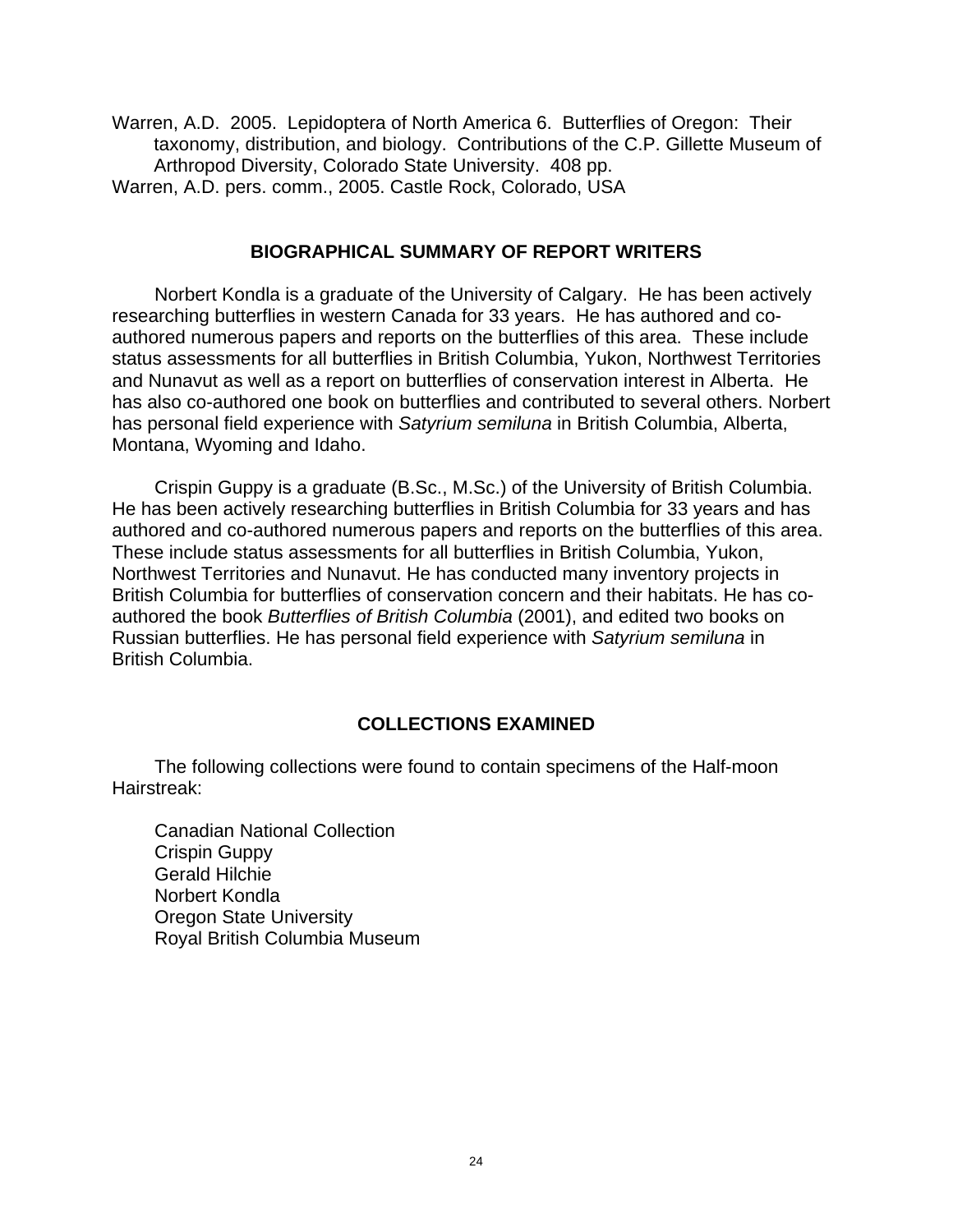Warren, A.D. 2005. Lepidoptera of North America 6. Butterflies of Oregon: Their taxonomy, distribution, and biology. Contributions of the C.P. Gillette Museum of Arthropod Diversity, Colorado State University. 408 pp.

Warren, A.D. pers. comm., 2005. Castle Rock, Colorado, USA

## BIOGRAPHICAL SUMMARY OF REPORT WRITERS

Norbert Kondla is a graduate of the University of Calgary. He has been actively researching butterflies in western Canada for 33 years. He has authored and co-authored numerous papers and reports on the butterflies of this area. These include status assessments for all butterflies in British Columbia, Yukon, Northwest Territories and Nunavut as well as a report on butterflies of conservation interest in Alberta. He has also co-authored one book on butterflies and contributed to several others. Norbert has personal field experience with *Satyrium semiluna* in British Columbia, Alberta, Montana, Wyoming and Idaho.

Crispin Guppy is a graduate (B.Sc., M.Sc.) of the University of British Columbia. He has been actively researching butterflies in British Columbia for 33 years and has authored and co-authored numerous papers and reports on the butterflies of this area. These include status assessments for all butterflies in British Columbia, Yukon, Northwest Territories and Nunavut. He has conducted many inventory projects in British Columbia for butterflies of conservation concern and their habitats. He has co-authored the book *Butterflies of British Columbia* (2001), and edited two books on Russian butterflies. He has personal field experience with *Satyrium semiluna* in British Columbia.

## COLLECTIONS EXAMINED

The following collections were found to contain specimens of the Half-moon Hairstreak:

Canadian National Collection
Crispin Guppy
Gerald Hilchie
Norbert Kondla
Oregon State University
Royal British Columbia Museum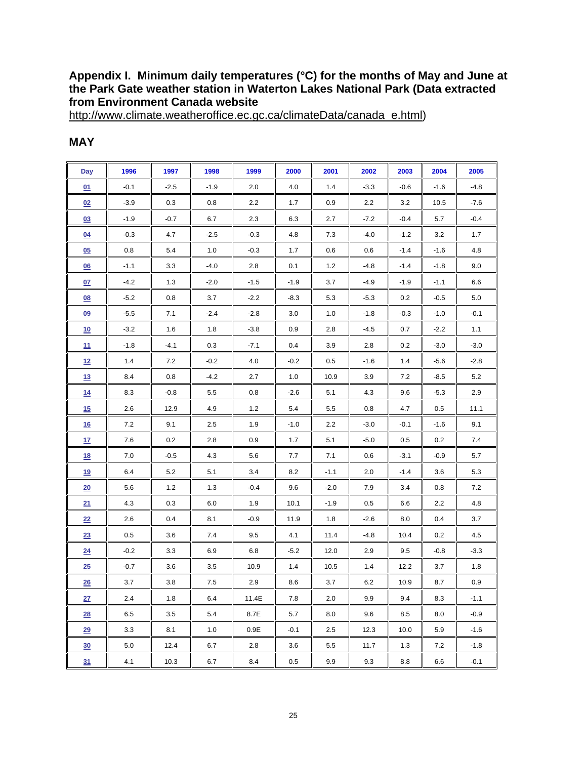## Appendix I. Minimum daily temperatures (°C) for the months of May and June at the Park Gate weather station in Waterton Lakes National Park (Data extracted from Environment Canada website http://www.climate.weatheroffice.ec.gc.ca/climateData/canada_e.html)

## MAY

| Day | 1996 | 1997 | 1998 | 1999 | 2000 | 2001 | 2002 | 2003 | 2004 | 2005 |
|---|---|---|---|---|---|---|---|---|---|---|
| 01 | -0.1 | -2.5 | -1.9 | 2.0 | 4.0 | 1.4 | -3.3 | -0.6 | -1.6 | -4.8 |
| 02 | -3.9 | 0.3 | 0.8 | 2.2 | 1.7 | 0.9 | 2.2 | 3.2 | 10.5 | -7.6 |
| 03 | -1.9 | -0.7 | 6.7 | 2.3 | 6.3 | 2.7 | -7.2 | -0.4 | 5.7 | -0.4 |
| 04 | -0.3 | 4.7 | -2.5 | -0.3 | 4.8 | 7.3 | -4.0 | -1.2 | 3.2 | 1.7 |
| 05 | 0.8 | 5.4 | 1.0 | -0.3 | 1.7 | 0.6 | 0.6 | -1.4 | -1.6 | 4.8 |
| 06 | -1.1 | 3.3 | -4.0 | 2.8 | 0.1 | 1.2 | -4.8 | -1.4 | -1.8 | 9.0 |
| 07 | -4.2 | 1.3 | -2.0 | -1.5 | -1.9 | 3.7 | -4.9 | -1.9 | -1.1 | 6.6 |
| 08 | -5.2 | 0.8 | 3.7 | -2.2 | -8.3 | 5.3 | -5.3 | 0.2 | -0.5 | 5.0 |
| 09 | -5.5 | 7.1 | -2.4 | -2.8 | 3.0 | 1.0 | -1.8 | -0.3 | -1.0 | -0.1 |
| 10 | -3.2 | 1.6 | 1.8 | -3.8 | 0.9 | 2.8 | -4.5 | 0.7 | -2.2 | 1.1 |
| 11 | -1.8 | -4.1 | 0.3 | -7.1 | 0.4 | 3.9 | 2.8 | 0.2 | -3.0 | -3.0 |
| 12 | 1.4 | 7.2 | -0.2 | 4.0 | -0.2 | 0.5 | -1.6 | 1.4 | -5.6 | -2.8 |
| 13 | 8.4 | 0.8 | -4.2 | 2.7 | 1.0 | 10.9 | 3.9 | 7.2 | -8.5 | 5.2 |
| 14 | 8.3 | -0.8 | 5.5 | 0.8 | -2.6 | 5.1 | 4.3 | 9.6 | -5.3 | 2.9 |
| 15 | 2.6 | 12.9 | 4.9 | 1.2 | 5.4 | 5.5 | 0.8 | 4.7 | 0.5 | 11.1 |
| 16 | 7.2 | 9.1 | 2.5 | 1.9 | -1.0 | 2.2 | -3.0 | -0.1 | -1.6 | 9.1 |
| 17 | 7.6 | 0.2 | 2.8 | 0.9 | 1.7 | 5.1 | -5.0 | 0.5 | 0.2 | 7.4 |
| 18 | 7.0 | -0.5 | 4.3 | 5.6 | 7.7 | 7.1 | 0.6 | -3.1 | -0.9 | 5.7 |
| 19 | 6.4 | 5.2 | 5.1 | 3.4 | 8.2 | -1.1 | 2.0 | -1.4 | 3.6 | 5.3 |
| 20 | 5.6 | 1.2 | 1.3 | -0.4 | 9.6 | -2.0 | 7.9 | 3.4 | 0.8 | 7.2 |
| 21 | 4.3 | 0.3 | 6.0 | 1.9 | 10.1 | -1.9 | 0.5 | 6.6 | 2.2 | 4.8 |
| 22 | 2.6 | 0.4 | 8.1 | -0.9 | 11.9 | 1.8 | -2.6 | 8.0 | 0.4 | 3.7 |
| 23 | 0.5 | 3.6 | 7.4 | 9.5 | 4.1 | 11.4 | -4.8 | 10.4 | 0.2 | 4.5 |
| 24 | -0.2 | 3.3 | 6.9 | 6.8 | -5.2 | 12.0 | 2.9 | 9.5 | -0.8 | -3.3 |
| 25 | -0.7 | 3.6 | 3.5 | 10.9 | 1.4 | 10.5 | 1.4 | 12.2 | 3.7 | 1.8 |
| 26 | 3.7 | 3.8 | 7.5 | 2.9 | 8.6 | 3.7 | 6.2 | 10.9 | 8.7 | 0.9 |
| 27 | 2.4 | 1.8 | 6.4 | 11.4E | 7.8 | 2.0 | 9.9 | 9.4 | 8.3 | -1.1 |
| 28 | 6.5 | 3.5 | 5.4 | 8.7E | 5.7 | 8.0 | 9.6 | 8.5 | 8.0 | -0.9 |
| 29 | 3.3 | 8.1 | 1.0 | 0.9E | -0.1 | 2.5 | 12.3 | 10.0 | 5.9 | -1.6 |
| 30 | 5.0 | 12.4 | 6.7 | 2.8 | 3.6 | 5.5 | 11.7 | 1.3 | 7.2 | -1.8 |
| 31 | 4.1 | 10.3 | 6.7 | 8.4 | 0.5 | 9.9 | 9.3 | 8.8 | 6.6 | -0.1 |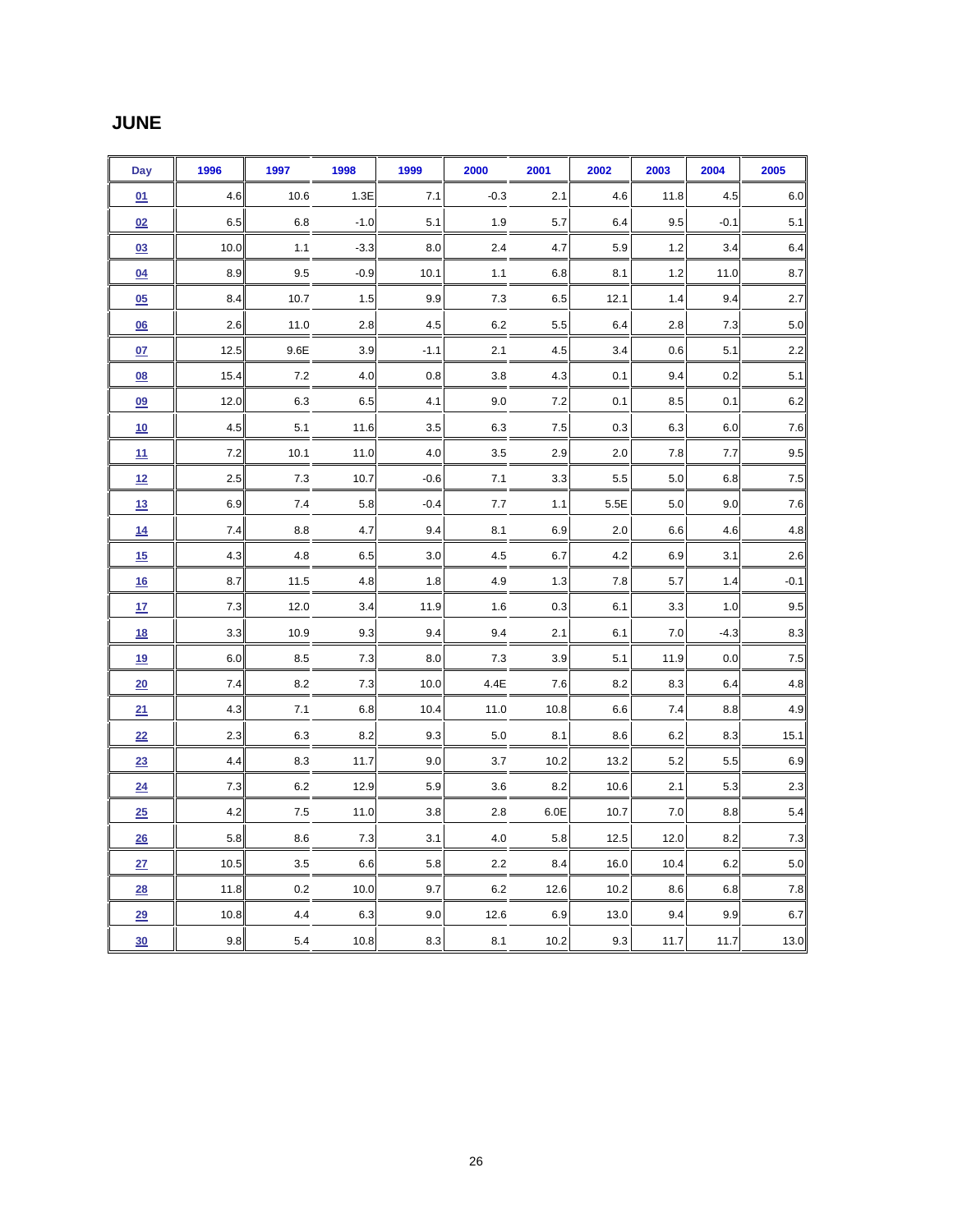## JUNE

| Day | 1996 | 1997 | 1998 | 1999 | 2000 | 2001 | 2002 | 2003 | 2004 | 2005 |
|---|---|---|---|---|---|---|---|---|---|---|
| 01 | 4.6 | 10.6 | 1.3E | 7.1 | -0.3 | 2.1 | 4.6 | 11.8 | 4.5 | 6.0 |
| 02 | 6.5 | 6.8 | -1.0 | 5.1 | 1.9 | 5.7 | 6.4 | 9.5 | -0.1 | 5.1 |
| 03 | 10.0 | 1.1 | -3.3 | 8.0 | 2.4 | 4.7 | 5.9 | 1.2 | 3.4 | 6.4 |
| 04 | 8.9 | 9.5 | -0.9 | 10.1 | 1.1 | 6.8 | 8.1 | 1.2 | 11.0 | 8.7 |
| 05 | 8.4 | 10.7 | 1.5 | 9.9 | 7.3 | 6.5 | 12.1 | 1.4 | 9.4 | 2.7 |
| 06 | 2.6 | 11.0 | 2.8 | 4.5 | 6.2 | 5.5 | 6.4 | 2.8 | 7.3 | 5.0 |
| 07 | 12.5 | 9.6E | 3.9 | -1.1 | 2.1 | 4.5 | 3.4 | 0.6 | 5.1 | 2.2 |
| 08 | 15.4 | 7.2 | 4.0 | 0.8 | 3.8 | 4.3 | 0.1 | 9.4 | 0.2 | 5.1 |
| 09 | 12.0 | 6.3 | 6.5 | 4.1 | 9.0 | 7.2 | 0.1 | 8.5 | 0.1 | 6.2 |
| 10 | 4.5 | 5.1 | 11.6 | 3.5 | 6.3 | 7.5 | 0.3 | 6.3 | 6.0 | 7.6 |
| 11 | 7.2 | 10.1 | 11.0 | 4.0 | 3.5 | 2.9 | 2.0 | 7.8 | 7.7 | 9.5 |
| 12 | 2.5 | 7.3 | 10.7 | -0.6 | 7.1 | 3.3 | 5.5 | 5.0 | 6.8 | 7.5 |
| 13 | 6.9 | 7.4 | 5.8 | -0.4 | 7.7 | 1.1 | 5.5E | 5.0 | 9.0 | 7.6 |
| 14 | 7.4 | 8.8 | 4.7 | 9.4 | 8.1 | 6.9 | 2.0 | 6.6 | 4.6 | 4.8 |
| 15 | 4.3 | 4.8 | 6.5 | 3.0 | 4.5 | 6.7 | 4.2 | 6.9 | 3.1 | 2.6 |
| 16 | 8.7 | 11.5 | 4.8 | 1.8 | 4.9 | 1.3 | 7.8 | 5.7 | 1.4 | -0.1 |
| 17 | 7.3 | 12.0 | 3.4 | 11.9 | 1.6 | 0.3 | 6.1 | 3.3 | 1.0 | 9.5 |
| 18 | 3.3 | 10.9 | 9.3 | 9.4 | 9.4 | 2.1 | 6.1 | 7.0 | -4.3 | 8.3 |
| 19 | 6.0 | 8.5 | 7.3 | 8.0 | 7.3 | 3.9 | 5.1 | 11.9 | 0.0 | 7.5 |
| 20 | 7.4 | 8.2 | 7.3 | 10.0 | 4.4E | 7.6 | 8.2 | 8.3 | 6.4 | 4.8 |
| 21 | 4.3 | 7.1 | 6.8 | 10.4 | 11.0 | 10.8 | 6.6 | 7.4 | 8.8 | 4.9 |
| 22 | 2.3 | 6.3 | 8.2 | 9.3 | 5.0 | 8.1 | 8.6 | 6.2 | 8.3 | 15.1 |
| 23 | 4.4 | 8.3 | 11.7 | 9.0 | 3.7 | 10.2 | 13.2 | 5.2 | 5.5 | 6.9 |
| 24 | 7.3 | 6.2 | 12.9 | 5.9 | 3.6 | 8.2 | 10.6 | 2.1 | 5.3 | 2.3 |
| 25 | 4.2 | 7.5 | 11.0 | 3.8 | 2.8 | 6.0E | 10.7 | 7.0 | 8.8 | 5.4 |
| 26 | 5.8 | 8.6 | 7.3 | 3.1 | 4.0 | 5.8 | 12.5 | 12.0 | 8.2 | 7.3 |
| 27 | 10.5 | 3.5 | 6.6 | 5.8 | 2.2 | 8.4 | 16.0 | 10.4 | 6.2 | 5.0 |
| 28 | 11.8 | 0.2 | 10.0 | 9.7 | 6.2 | 12.6 | 10.2 | 8.6 | 6.8 | 7.8 |
| 29 | 10.8 | 4.4 | 6.3 | 9.0 | 12.6 | 6.9 | 13.0 | 9.4 | 9.9 | 6.7 |
| 30 | 9.8 | 5.4 | 10.8 | 8.3 | 8.1 | 10.2 | 9.3 | 11.7 | 11.7 | 13.0 |